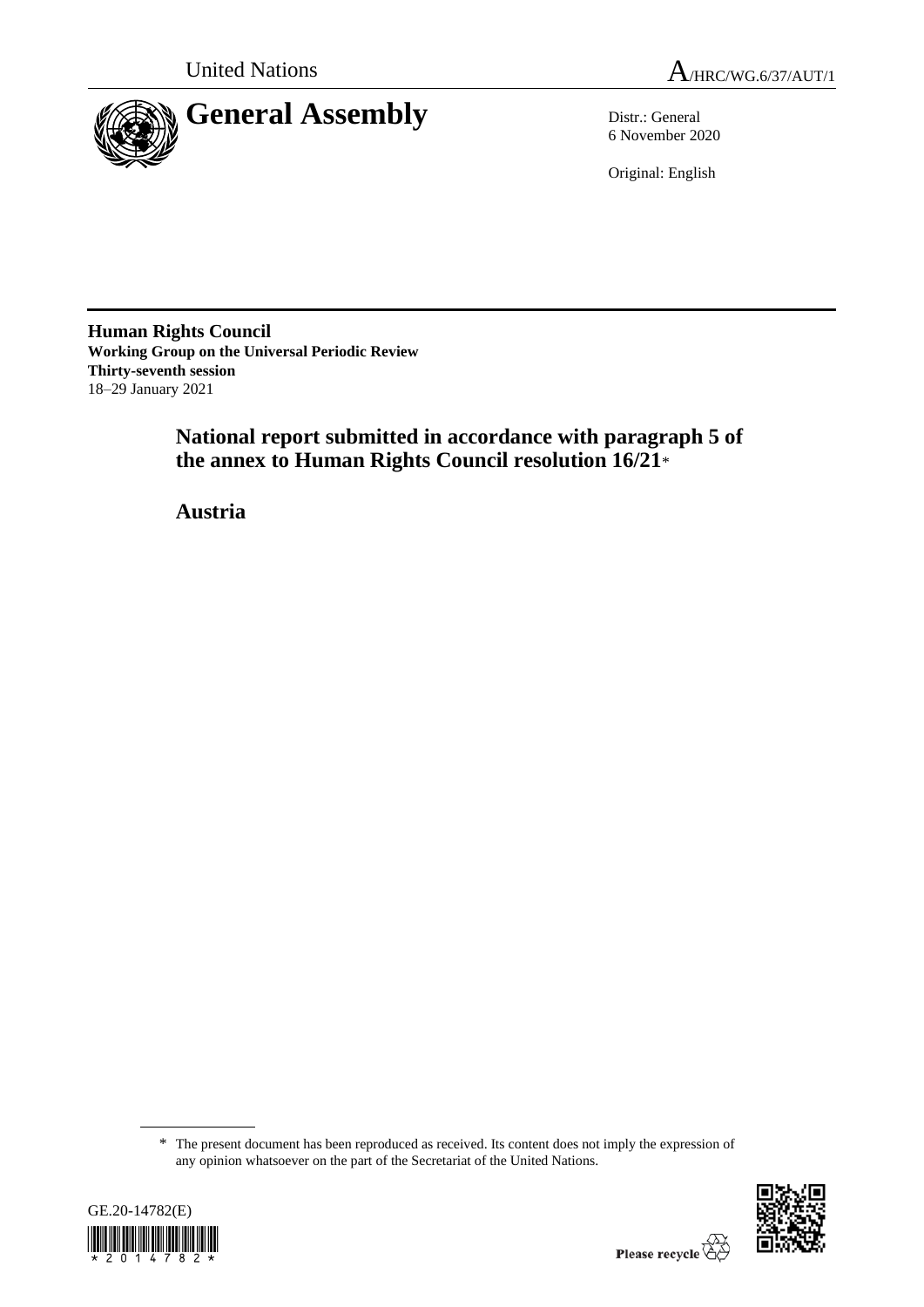United Nations

A/HRC/WG.6/37/AUT/1

# General Assembly

Distr.: General
6 November 2020

Original: English

**Human Rights Council**
**Working Group on the Universal Periodic Review**
**Thirty-seventh session**
18–29 January 2021

## National report submitted in accordance with paragraph 5 of the annex to Human Rights Council resolution 16/21*

## Austria

---

\* The present document has been reproduced as received. Its content does not imply the expression of any opinion whatsoever on the part of the Secretariat of the United Nations.

GE.20-14782(E)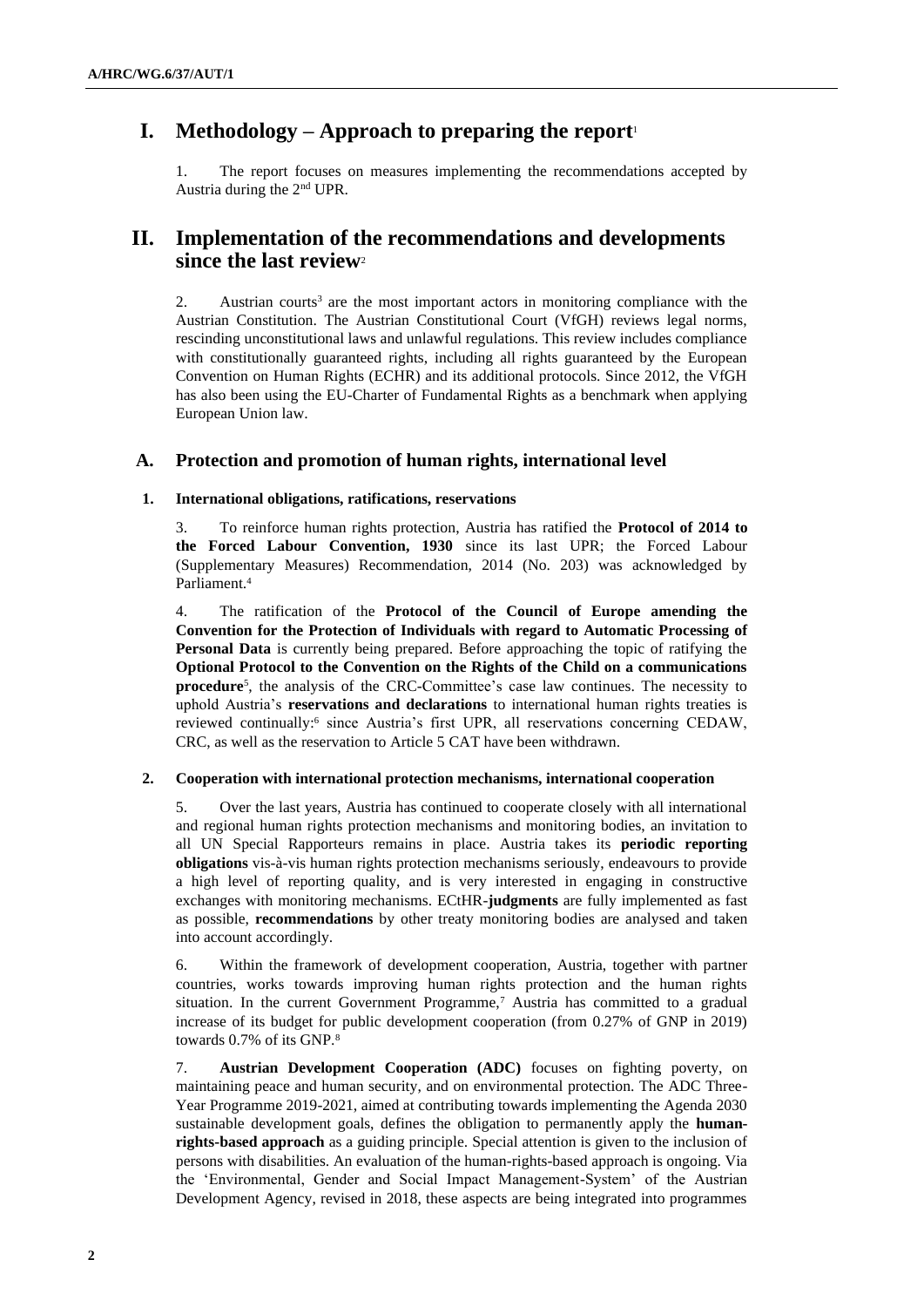# I. Methodology – Approach to preparing the report[1]

1. The report focuses on measures implementing the recommendations accepted by Austria during the 2nd UPR.

# II. Implementation of the recommendations and developments since the last review[2]

2. Austrian courts[3] are the most important actors in monitoring compliance with the Austrian Constitution. The Austrian Constitutional Court (VfGH) reviews legal norms, rescinding unconstitutional laws and unlawful regulations. This review includes compliance with constitutionally guaranteed rights, including all rights guaranteed by the European Convention on Human Rights (ECHR) and its additional protocols. Since 2012, the VfGH has also been using the EU-Charter of Fundamental Rights as a benchmark when applying European Union law.

## A. Protection and promotion of human rights, international level

### 1. International obligations, ratifications, reservations

3. To reinforce human rights protection, Austria has ratified the **Protocol of 2014 to the Forced Labour Convention, 1930** since its last UPR; the Forced Labour (Supplementary Measures) Recommendation, 2014 (No. 203) was acknowledged by Parliament.[4]

4. The ratification of the **Protocol of the Council of Europe amending the Convention for the Protection of Individuals with regard to Automatic Processing of Personal Data** is currently being prepared. Before approaching the topic of ratifying the **Optional Protocol to the Convention on the Rights of the Child on a communications procedure**[5], the analysis of the CRC-Committee's case law continues. The necessity to uphold Austria's **reservations and declarations** to international human rights treaties is reviewed continually:[6] since Austria's first UPR, all reservations concerning CEDAW, CRC, as well as the reservation to Article 5 CAT have been withdrawn.

### 2. Cooperation with international protection mechanisms, international cooperation

5. Over the last years, Austria has continued to cooperate closely with all international and regional human rights protection mechanisms and monitoring bodies, an invitation to all UN Special Rapporteurs remains in place. Austria takes its **periodic reporting obligations** vis-à-vis human rights protection mechanisms seriously, endeavours to provide a high level of reporting quality, and is very interested in engaging in constructive exchanges with monitoring mechanisms. ECtHR-**judgments** are fully implemented as fast as possible, **recommendations** by other treaty monitoring bodies are analysed and taken into account accordingly.

6. Within the framework of development cooperation, Austria, together with partner countries, works towards improving human rights protection and the human rights situation. In the current Government Programme,[7] Austria has committed to a gradual increase of its budget for public development cooperation (from 0.27% of GNP in 2019) towards 0.7% of its GNP.[8]

7. **Austrian Development Cooperation (ADC)** focuses on fighting poverty, on maintaining peace and human security, and on environmental protection. The ADC Three-Year Programme 2019-2021, aimed at contributing towards implementing the Agenda 2030 sustainable development goals, defines the obligation to permanently apply the **human-rights-based approach** as a guiding principle. Special attention is given to the inclusion of persons with disabilities. An evaluation of the human-rights-based approach is ongoing. Via the 'Environmental, Gender and Social Impact Management-System' of the Austrian Development Agency, revised in 2018, these aspects are being integrated into programmes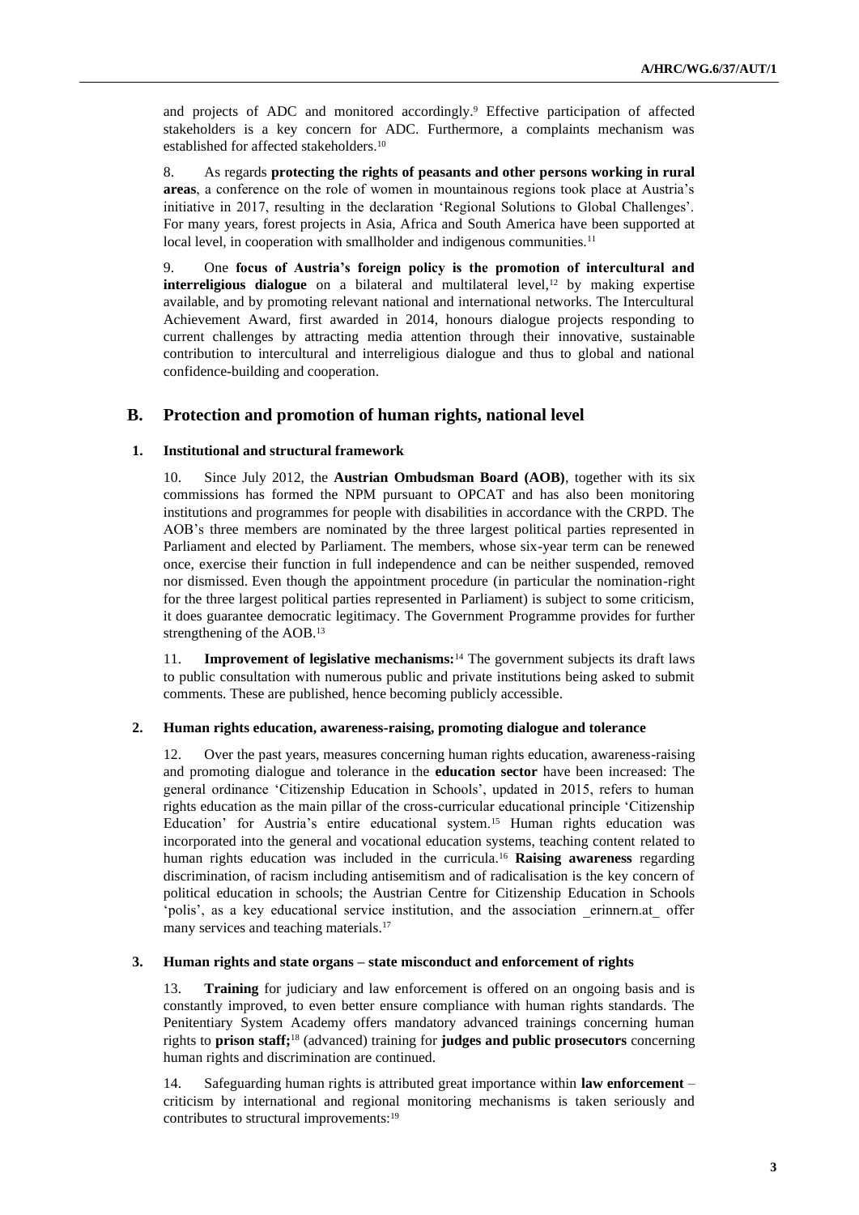and projects of ADC and monitored accordingly.[9] Effective participation of affected stakeholders is a key concern for ADC. Furthermore, a complaints mechanism was established for affected stakeholders.[10]

8. As regards **protecting the rights of peasants and other persons working in rural areas**, a conference on the role of women in mountainous regions took place at Austria's initiative in 2017, resulting in the declaration 'Regional Solutions to Global Challenges'. For many years, forest projects in Asia, Africa and South America have been supported at local level, in cooperation with smallholder and indigenous communities.[11]

9. One **focus of Austria's foreign policy is the promotion of intercultural and interreligious dialogue** on a bilateral and multilateral level,[12] by making expertise available, and by promoting relevant national and international networks. The Intercultural Achievement Award, first awarded in 2014, honours dialogue projects responding to current challenges by attracting media attention through their innovative, sustainable contribution to intercultural and interreligious dialogue and thus to global and national confidence-building and cooperation.

## B. Protection and promotion of human rights, national level

### 1. Institutional and structural framework

10. Since July 2012, the **Austrian Ombudsman Board (AOB)**, together with its six commissions has formed the NPM pursuant to OPCAT and has also been monitoring institutions and programmes for people with disabilities in accordance with the CRPD. The AOB's three members are nominated by the three largest political parties represented in Parliament and elected by Parliament. The members, whose six-year term can be renewed once, exercise their function in full independence and can be neither suspended, removed nor dismissed. Even though the appointment procedure (in particular the nomination-right for the three largest political parties represented in Parliament) is subject to some criticism, it does guarantee democratic legitimacy. The Government Programme provides for further strengthening of the AOB.[13]

11. **Improvement of legislative mechanisms:**[14] The government subjects its draft laws to public consultation with numerous public and private institutions being asked to submit comments. These are published, hence becoming publicly accessible.

### 2. Human rights education, awareness-raising, promoting dialogue and tolerance

12. Over the past years, measures concerning human rights education, awareness-raising and promoting dialogue and tolerance in the **education sector** have been increased: The general ordinance 'Citizenship Education in Schools', updated in 2015, refers to human rights education as the main pillar of the cross-curricular educational principle 'Citizenship Education' for Austria's entire educational system.[15] Human rights education was incorporated into the general and vocational education systems, teaching content related to human rights education was included in the curricula.[16] **Raising awareness** regarding discrimination, of racism including antisemitism and of radicalisation is the key concern of political education in schools; the Austrian Centre for Citizenship Education in Schools 'polis', as a key educational service institution, and the association _erinnern.at_ offer many services and teaching materials.[17]

### 3. Human rights and state organs – state misconduct and enforcement of rights

13. **Training** for judiciary and law enforcement is offered on an ongoing basis and is constantly improved, to even better ensure compliance with human rights standards. The Penitentiary System Academy offers mandatory advanced trainings concerning human rights to **prison staff;**[18] (advanced) training for **judges and public prosecutors** concerning human rights and discrimination are continued.

14. Safeguarding human rights is attributed great importance within **law enforcement** – criticism by international and regional monitoring mechanisms is taken seriously and contributes to structural improvements:[19]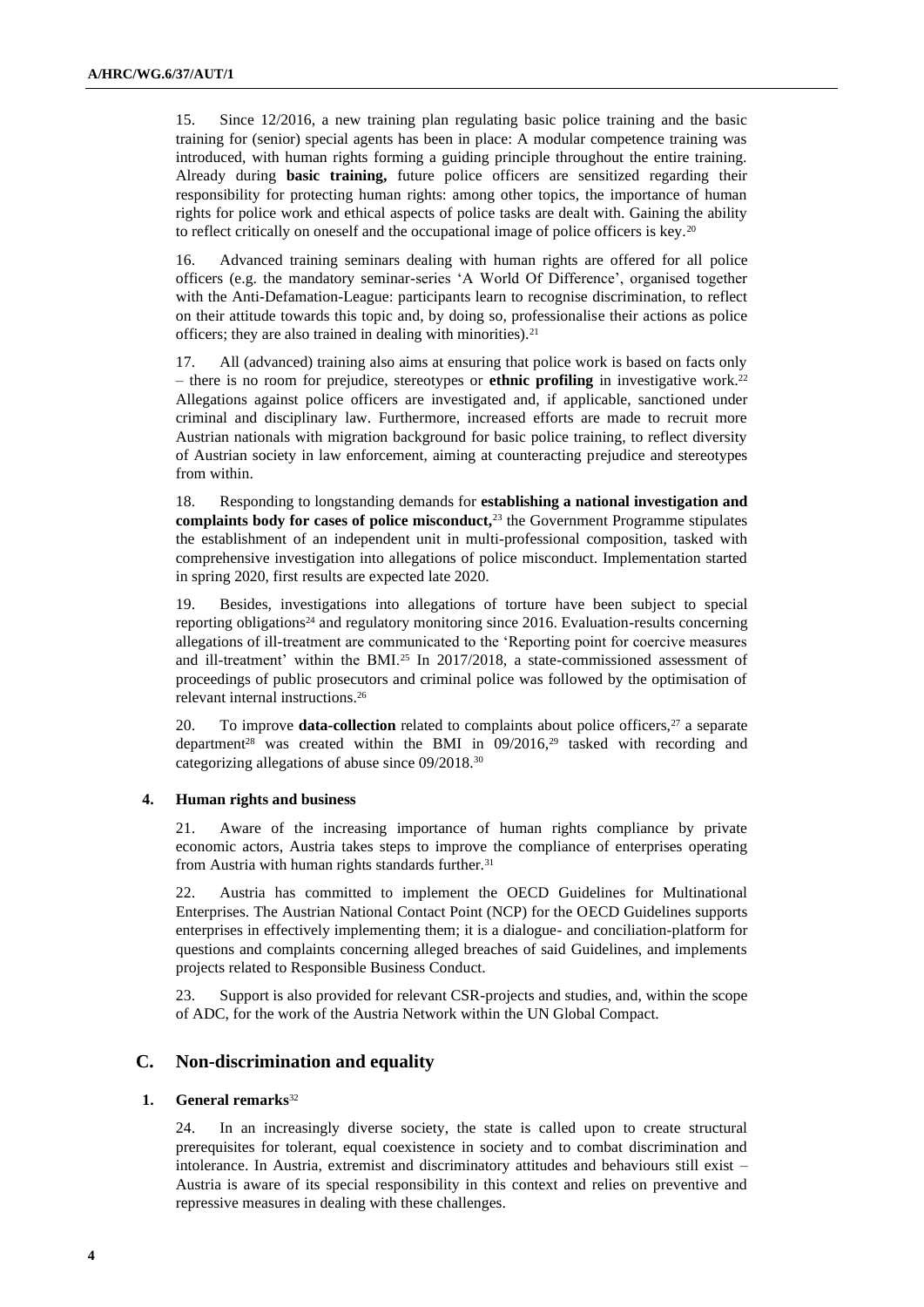15. Since 12/2016, a new training plan regulating basic police training and the basic training for (senior) special agents has been in place: A modular competence training was introduced, with human rights forming a guiding principle throughout the entire training. Already during **basic training,** future police officers are sensitized regarding their responsibility for protecting human rights: among other topics, the importance of human rights for police work and ethical aspects of police tasks are dealt with. Gaining the ability to reflect critically on oneself and the occupational image of police officers is key.[20]

16. Advanced training seminars dealing with human rights are offered for all police officers (e.g. the mandatory seminar-series 'A World Of Difference', organised together with the Anti-Defamation-League: participants learn to recognise discrimination, to reflect on their attitude towards this topic and, by doing so, professionalise their actions as police officers; they are also trained in dealing with minorities).[21]

17. All (advanced) training also aims at ensuring that police work is based on facts only – there is no room for prejudice, stereotypes or **ethnic profiling** in investigative work.[22] Allegations against police officers are investigated and, if applicable, sanctioned under criminal and disciplinary law. Furthermore, increased efforts are made to recruit more Austrian nationals with migration background for basic police training, to reflect diversity of Austrian society in law enforcement, aiming at counteracting prejudice and stereotypes from within.

18. Responding to longstanding demands for **establishing a national investigation and complaints body for cases of police misconduct,**[23] the Government Programme stipulates the establishment of an independent unit in multi-professional composition, tasked with comprehensive investigation into allegations of police misconduct. Implementation started in spring 2020, first results are expected late 2020.

19. Besides, investigations into allegations of torture have been subject to special reporting obligations[24] and regulatory monitoring since 2016. Evaluation-results concerning allegations of ill-treatment are communicated to the 'Reporting point for coercive measures and ill-treatment' within the BMI.[25] In 2017/2018, a state-commissioned assessment of proceedings of public prosecutors and criminal police was followed by the optimisation of relevant internal instructions.[26]

20. To improve **data-collection** related to complaints about police officers,[27] a separate department[28] was created within the BMI in 09/2016,[29] tasked with recording and categorizing allegations of abuse since 09/2018.[30]

### 4. Human rights and business

21. Aware of the increasing importance of human rights compliance by private economic actors, Austria takes steps to improve the compliance of enterprises operating from Austria with human rights standards further.[31]

22. Austria has committed to implement the OECD Guidelines for Multinational Enterprises. The Austrian National Contact Point (NCP) for the OECD Guidelines supports enterprises in effectively implementing them; it is a dialogue- and conciliation-platform for questions and complaints concerning alleged breaches of said Guidelines, and implements projects related to Responsible Business Conduct.

23. Support is also provided for relevant CSR-projects and studies, and, within the scope of ADC, for the work of the Austria Network within the UN Global Compact.

## C. Non-discrimination and equality

### 1. General remarks[32]

24. In an increasingly diverse society, the state is called upon to create structural prerequisites for tolerant, equal coexistence in society and to combat discrimination and intolerance. In Austria, extremist and discriminatory attitudes and behaviours still exist – Austria is aware of its special responsibility in this context and relies on preventive and repressive measures in dealing with these challenges.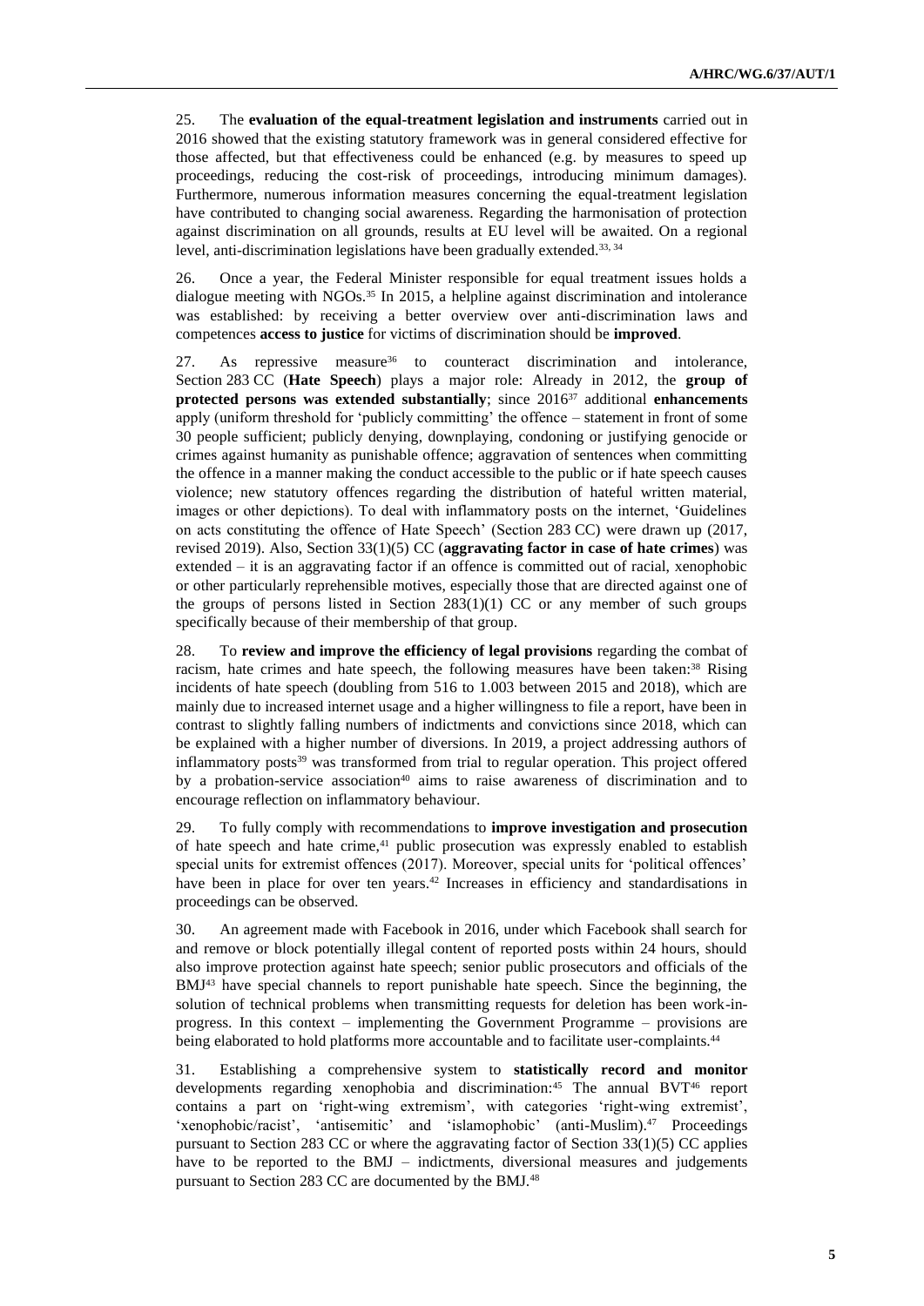25. The **evaluation of the equal-treatment legislation and instruments** carried out in 2016 showed that the existing statutory framework was in general considered effective for those affected, but that effectiveness could be enhanced (e.g. by measures to speed up proceedings, reducing the cost-risk of proceedings, introducing minimum damages). Furthermore, numerous information measures concerning the equal-treatment legislation have contributed to changing social awareness. Regarding the harmonisation of protection against discrimination on all grounds, results at EU level will be awaited. On a regional level, anti-discrimination legislations have been gradually extended.[33, 34]

26. Once a year, the Federal Minister responsible for equal treatment issues holds a dialogue meeting with NGOs.[35] In 2015, a helpline against discrimination and intolerance was established: by receiving a better overview over anti-discrimination laws and competences **access to justice** for victims of discrimination should be **improved**.

27. As repressive measure[36] to counteract discrimination and intolerance, Section 283 CC (**Hate Speech**) plays a major role: Already in 2012, the **group of protected persons was extended substantially**; since 2016[37] additional **enhancements** apply (uniform threshold for 'publicly committing' the offence – statement in front of some 30 people sufficient; publicly denying, downplaying, condoning or justifying genocide or crimes against humanity as punishable offence; aggravation of sentences when committing the offence in a manner making the conduct accessible to the public or if hate speech causes violence; new statutory offences regarding the distribution of hateful written material, images or other depictions). To deal with inflammatory posts on the internet, 'Guidelines on acts constituting the offence of Hate Speech' (Section 283 CC) were drawn up (2017, revised 2019). Also, Section 33(1)(5) CC (**aggravating factor in case of hate crimes**) was extended – it is an aggravating factor if an offence is committed out of racial, xenophobic or other particularly reprehensible motives, especially those that are directed against one of the groups of persons listed in Section 283(1)(1) CC or any member of such groups specifically because of their membership of that group.

28. To **review and improve the efficiency of legal provisions** regarding the combat of racism, hate crimes and hate speech, the following measures have been taken:[38] Rising incidents of hate speech (doubling from 516 to 1.003 between 2015 and 2018), which are mainly due to increased internet usage and a higher willingness to file a report, have been in contrast to slightly falling numbers of indictments and convictions since 2018, which can be explained with a higher number of diversions. In 2019, a project addressing authors of inflammatory posts[39] was transformed from trial to regular operation. This project offered by a probation-service association[40] aims to raise awareness of discrimination and to encourage reflection on inflammatory behaviour.

29. To fully comply with recommendations to **improve investigation and prosecution** of hate speech and hate crime,[41] public prosecution was expressly enabled to establish special units for extremist offences (2017). Moreover, special units for 'political offences' have been in place for over ten years.[42] Increases in efficiency and standardisations in proceedings can be observed.

30. An agreement made with Facebook in 2016, under which Facebook shall search for and remove or block potentially illegal content of reported posts within 24 hours, should also improve protection against hate speech; senior public prosecutors and officials of the BMJ[43] have special channels to report punishable hate speech. Since the beginning, the solution of technical problems when transmitting requests for deletion has been work-in-progress. In this context – implementing the Government Programme – provisions are being elaborated to hold platforms more accountable and to facilitate user-complaints.[44]

31. Establishing a comprehensive system to **statistically record and monitor** developments regarding xenophobia and discrimination:[45] The annual BVT[46] report contains a part on 'right-wing extremism', with categories 'right-wing extremist', 'xenophobic/racist', 'antisemitic' and 'islamophobic' (anti-Muslim).[47] Proceedings pursuant to Section 283 CC or where the aggravating factor of Section 33(1)(5) CC applies have to be reported to the BMJ – indictments, diversional measures and judgements pursuant to Section 283 CC are documented by the BMJ.[48]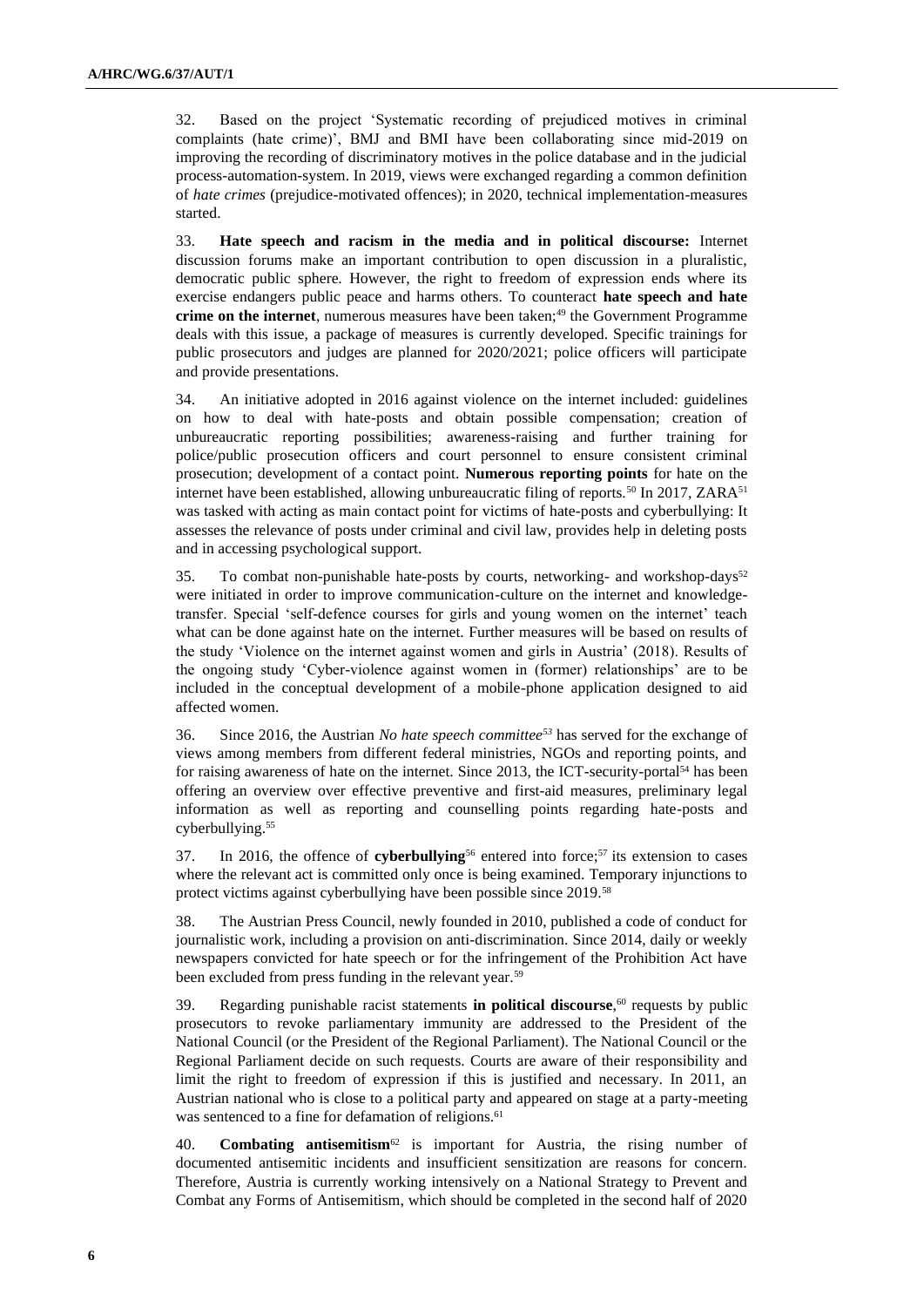32. Based on the project 'Systematic recording of prejudiced motives in criminal complaints (hate crime)', BMJ and BMI have been collaborating since mid-2019 on improving the recording of discriminatory motives in the police database and in the judicial process-automation-system. In 2019, views were exchanged regarding a common definition of *hate crimes* (prejudice-motivated offences); in 2020, technical implementation-measures started.

33. **Hate speech and racism in the media and in political discourse:** Internet discussion forums make an important contribution to open discussion in a pluralistic, democratic public sphere. However, the right to freedom of expression ends where its exercise endangers public peace and harms others. To counteract **hate speech and hate crime on the internet**, numerous measures have been taken;[49] the Government Programme deals with this issue, a package of measures is currently developed. Specific trainings for public prosecutors and judges are planned for 2020/2021; police officers will participate and provide presentations.

34. An initiative adopted in 2016 against violence on the internet included: guidelines on how to deal with hate-posts and obtain possible compensation; creation of unbureaucratic reporting possibilities; awareness-raising and further training for police/public prosecution officers and court personnel to ensure consistent criminal prosecution; development of a contact point. **Numerous reporting points** for hate on the internet have been established, allowing unbureaucratic filing of reports.[50] In 2017, ZARA[51] was tasked with acting as main contact point for victims of hate-posts and cyberbullying: It assesses the relevance of posts under criminal and civil law, provides help in deleting posts and in accessing psychological support.

35. To combat non-punishable hate-posts by courts, networking- and workshop-days[52] were initiated in order to improve communication-culture on the internet and knowledge-transfer. Special 'self-defence courses for girls and young women on the internet' teach what can be done against hate on the internet. Further measures will be based on results of the study 'Violence on the internet against women and girls in Austria' (2018). Results of the ongoing study 'Cyber-violence against women in (former) relationships' are to be included in the conceptual development of a mobile-phone application designed to aid affected women.

36. Since 2016, the Austrian *No hate speech committee*[53] has served for the exchange of views among members from different federal ministries, NGOs and reporting points, and for raising awareness of hate on the internet. Since 2013, the ICT-security-portal[54] has been offering an overview over effective preventive and first-aid measures, preliminary legal information as well as reporting and counselling points regarding hate-posts and cyberbullying.[55]

37. In 2016, the offence of **cyberbullying**[56] entered into force;[57] its extension to cases where the relevant act is committed only once is being examined. Temporary injunctions to protect victims against cyberbullying have been possible since 2019.[58]

38. The Austrian Press Council, newly founded in 2010, published a code of conduct for journalistic work, including a provision on anti-discrimination. Since 2014, daily or weekly newspapers convicted for hate speech or for the infringement of the Prohibition Act have been excluded from press funding in the relevant year.[59]

39. Regarding punishable racist statements **in political discourse**,[60] requests by public prosecutors to revoke parliamentary immunity are addressed to the President of the National Council (or the President of the Regional Parliament). The National Council or the Regional Parliament decide on such requests. Courts are aware of their responsibility and limit the right to freedom of expression if this is justified and necessary. In 2011, an Austrian national who is close to a political party and appeared on stage at a party-meeting was sentenced to a fine for defamation of religions.[61]

40. **Combating antisemitism**[62] is important for Austria, the rising number of documented antisemitic incidents and insufficient sensitization are reasons for concern. Therefore, Austria is currently working intensively on a National Strategy to Prevent and Combat any Forms of Antisemitism, which should be completed in the second half of 2020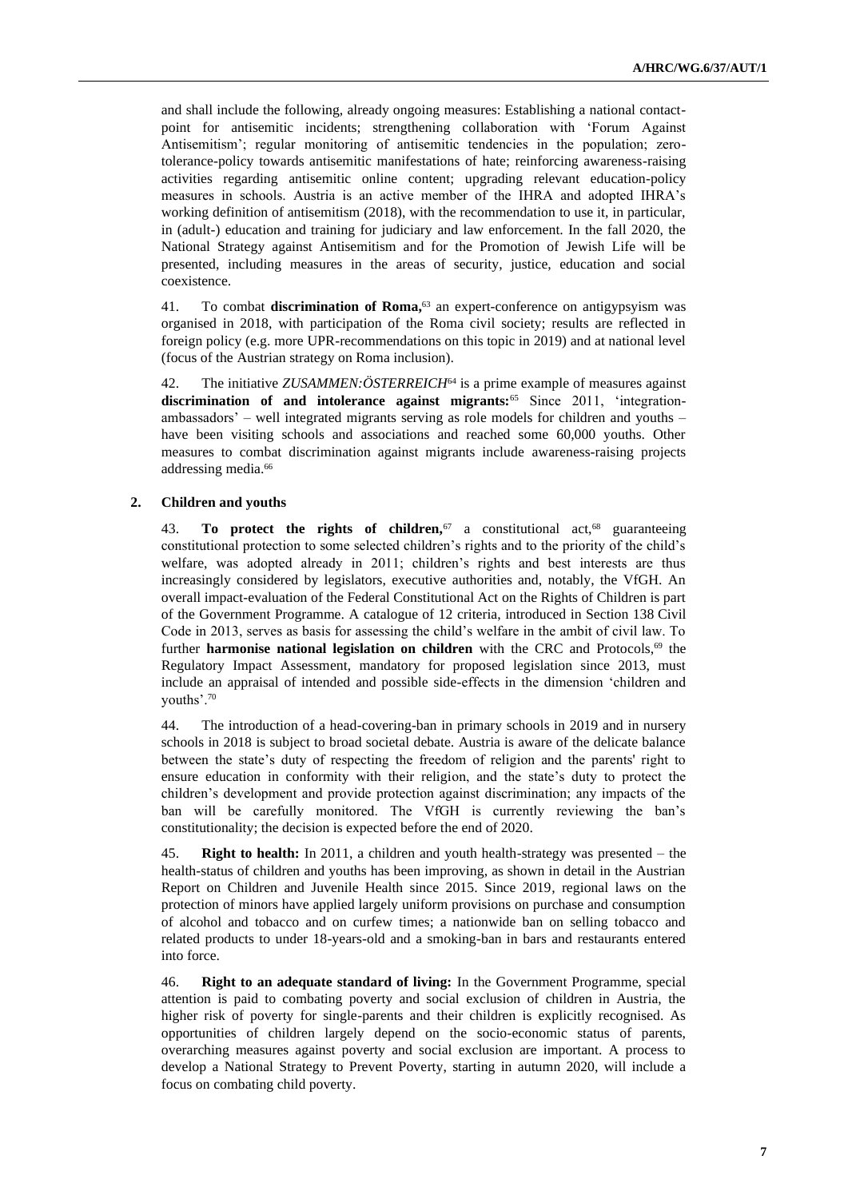and shall include the following, already ongoing measures: Establishing a national contact-point for antisemitic incidents; strengthening collaboration with 'Forum Against Antisemitism'; regular monitoring of antisemitic tendencies in the population; zero-tolerance-policy towards antisemitic manifestations of hate; reinforcing awareness-raising activities regarding antisemitic online content; upgrading relevant education-policy measures in schools. Austria is an active member of the IHRA and adopted IHRA's working definition of antisemitism (2018), with the recommendation to use it, in particular, in (adult-) education and training for judiciary and law enforcement. In the fall 2020, the National Strategy against Antisemitism and for the Promotion of Jewish Life will be presented, including measures in the areas of security, justice, education and social coexistence.

41. To combat **discrimination of Roma,**[63] an expert-conference on antigypsyism was organised in 2018, with participation of the Roma civil society; results are reflected in foreign policy (e.g. more UPR-recommendations on this topic in 2019) and at national level (focus of the Austrian strategy on Roma inclusion).

42. The initiative *ZUSAMMEN:ÖSTERREICH*[64] is a prime example of measures against **discrimination of and intolerance against migrants:**[65] Since 2011, 'integration-ambassadors' – well integrated migrants serving as role models for children and youths – have been visiting schools and associations and reached some 60,000 youths. Other measures to combat discrimination against migrants include awareness-raising projects addressing media.[66]

### 2. Children and youths

43. **To protect the rights of children,**[67] a constitutional act,[68] guaranteeing constitutional protection to some selected children's rights and to the priority of the child's welfare, was adopted already in 2011; children's rights and best interests are thus increasingly considered by legislators, executive authorities and, notably, the VfGH. An overall impact-evaluation of the Federal Constitutional Act on the Rights of Children is part of the Government Programme. A catalogue of 12 criteria, introduced in Section 138 Civil Code in 2013, serves as basis for assessing the child's welfare in the ambit of civil law. To further **harmonise national legislation on children** with the CRC and Protocols,[69] the Regulatory Impact Assessment, mandatory for proposed legislation since 2013, must include an appraisal of intended and possible side-effects in the dimension 'children and youths'.[70]

44. The introduction of a head-covering-ban in primary schools in 2019 and in nursery schools in 2018 is subject to broad societal debate. Austria is aware of the delicate balance between the state's duty of respecting the freedom of religion and the parents' right to ensure education in conformity with their religion, and the state's duty to protect the children's development and provide protection against discrimination; any impacts of the ban will be carefully monitored. The VfGH is currently reviewing the ban's constitutionality; the decision is expected before the end of 2020.

45. **Right to health:** In 2011, a children and youth health-strategy was presented – the health-status of children and youths has been improving, as shown in detail in the Austrian Report on Children and Juvenile Health since 2015. Since 2019, regional laws on the protection of minors have applied largely uniform provisions on purchase and consumption of alcohol and tobacco and on curfew times; a nationwide ban on selling tobacco and related products to under 18-years-old and a smoking-ban in bars and restaurants entered into force.

46. **Right to an adequate standard of living:** In the Government Programme, special attention is paid to combating poverty and social exclusion of children in Austria, the higher risk of poverty for single-parents and their children is explicitly recognised. As opportunities of children largely depend on the socio-economic status of parents, overarching measures against poverty and social exclusion are important. A process to develop a National Strategy to Prevent Poverty, starting in autumn 2020, will include a focus on combating child poverty.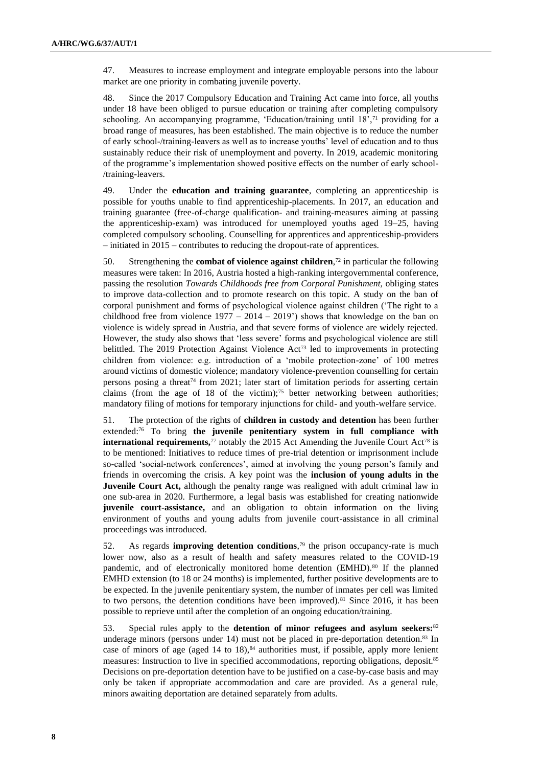47. Measures to increase employment and integrate employable persons into the labour market are one priority in combating juvenile poverty.

48. Since the 2017 Compulsory Education and Training Act came into force, all youths under 18 have been obliged to pursue education or training after completing compulsory schooling. An accompanying programme, 'Education/training until 18',[71] providing for a broad range of measures, has been established. The main objective is to reduce the number of early school-/training-leavers as well as to increase youths' level of education and to thus sustainably reduce their risk of unemployment and poverty. In 2019, academic monitoring of the programme's implementation showed positive effects on the number of early school-/training-leavers.

49. Under the **education and training guarantee**, completing an apprenticeship is possible for youths unable to find apprenticeship-placements. In 2017, an education and training guarantee (free-of-charge qualification- and training-measures aiming at passing the apprenticeship-exam) was introduced for unemployed youths aged 19–25, having completed compulsory schooling. Counselling for apprentices and apprenticeship-providers – initiated in 2015 – contributes to reducing the dropout-rate of apprentices.

50. Strengthening the **combat of violence against children**,[72] in particular the following measures were taken: In 2016, Austria hosted a high-ranking intergovernmental conference, passing the resolution *Towards Childhoods free from Corporal Punishment,* obliging states to improve data-collection and to promote research on this topic. A study on the ban of corporal punishment and forms of psychological violence against children ('The right to a childhood free from violence 1977 – 2014 – 2019') shows that knowledge on the ban on violence is widely spread in Austria, and that severe forms of violence are widely rejected. However, the study also shows that 'less severe' forms and psychological violence are still belittled. The 2019 Protection Against Violence Act[73] led to improvements in protecting children from violence: e.g. introduction of a 'mobile protection-zone' of 100 metres around victims of domestic violence; mandatory violence-prevention counselling for certain persons posing a threat[74] from 2021; later start of limitation periods for asserting certain claims (from the age of 18 of the victim);[75] better networking between authorities; mandatory filing of motions for temporary injunctions for child- and youth-welfare service.

51. The protection of the rights of **children in custody and detention** has been further extended:[76] To bring **the juvenile penitentiary system in full compliance with international requirements,**[77] notably the 2015 Act Amending the Juvenile Court Act[78] is to be mentioned: Initiatives to reduce times of pre-trial detention or imprisonment include so-called 'social-network conferences', aimed at involving the young person's family and friends in overcoming the crisis. A key point was the **inclusion of young adults in the Juvenile Court Act,** although the penalty range was realigned with adult criminal law in one sub-area in 2020. Furthermore, a legal basis was established for creating nationwide **juvenile court-assistance,** and an obligation to obtain information on the living environment of youths and young adults from juvenile court-assistance in all criminal proceedings was introduced.

52. As regards **improving detention conditions**,[79] the prison occupancy-rate is much lower now, also as a result of health and safety measures related to the COVID-19 pandemic, and of electronically monitored home detention (EMHD).[80] If the planned EMHD extension (to 18 or 24 months) is implemented, further positive developments are to be expected. In the juvenile penitentiary system, the number of inmates per cell was limited to two persons, the detention conditions have been improved).[81] Since 2016, it has been possible to reprieve until after the completion of an ongoing education/training.

53. Special rules apply to the **detention of minor refugees and asylum seekers:**[82] underage minors (persons under 14) must not be placed in pre-deportation detention.[83] In case of minors of age (aged 14 to 18),[84] authorities must, if possible, apply more lenient measures: Instruction to live in specified accommodations, reporting obligations, deposit.[85] Decisions on pre-deportation detention have to be justified on a case-by-case basis and may only be taken if appropriate accommodation and care are provided. As a general rule, minors awaiting deportation are detained separately from adults.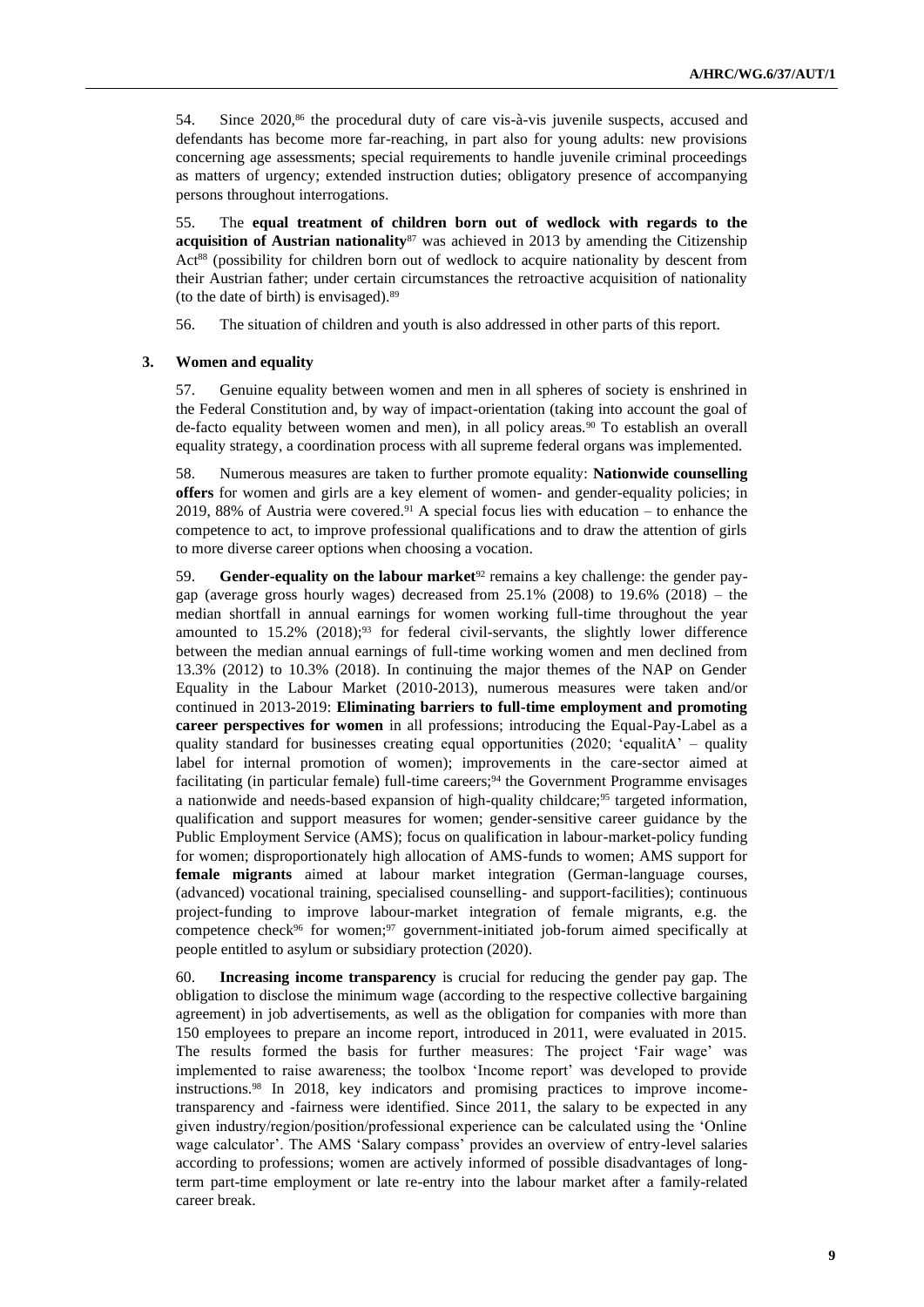54. Since 2020,[86] the procedural duty of care vis-à-vis juvenile suspects, accused and defendants has become more far-reaching, in part also for young adults: new provisions concerning age assessments; special requirements to handle juvenile criminal proceedings as matters of urgency; extended instruction duties; obligatory presence of accompanying persons throughout interrogations.

55. The **equal treatment of children born out of wedlock with regards to the acquisition of Austrian nationality**[87] was achieved in 2013 by amending the Citizenship Act[88] (possibility for children born out of wedlock to acquire nationality by descent from their Austrian father; under certain circumstances the retroactive acquisition of nationality (to the date of birth) is envisaged).[89]

56. The situation of children and youth is also addressed in other parts of this report.

### 3. Women and equality

57. Genuine equality between women and men in all spheres of society is enshrined in the Federal Constitution and, by way of impact-orientation (taking into account the goal of de-facto equality between women and men), in all policy areas.[90] To establish an overall equality strategy, a coordination process with all supreme federal organs was implemented.

58. Numerous measures are taken to further promote equality: **Nationwide counselling offers** for women and girls are a key element of women- and gender-equality policies; in 2019, 88% of Austria were covered.[91] A special focus lies with education – to enhance the competence to act, to improve professional qualifications and to draw the attention of girls to more diverse career options when choosing a vocation.

59. **Gender-equality on the labour market**[92] remains a key challenge: the gender pay-gap (average gross hourly wages) decreased from 25.1% (2008) to 19.6% (2018) – the median shortfall in annual earnings for women working full-time throughout the year amounted to 15.2% (2018);[93] for federal civil-servants, the slightly lower difference between the median annual earnings of full-time working women and men declined from 13.3% (2012) to 10.3% (2018). In continuing the major themes of the NAP on Gender Equality in the Labour Market (2010-2013), numerous measures were taken and/or continued in 2013-2019: **Eliminating barriers to full-time employment and promoting career perspectives for women** in all professions; introducing the Equal-Pay-Label as a quality standard for businesses creating equal opportunities (2020; 'equalitA' – quality label for internal promotion of women); improvements in the care-sector aimed at facilitating (in particular female) full-time careers;[94] the Government Programme envisages a nationwide and needs-based expansion of high-quality childcare;[95] targeted information, qualification and support measures for women; gender-sensitive career guidance by the Public Employment Service (AMS); focus on qualification in labour-market-policy funding for women; disproportionately high allocation of AMS-funds to women; AMS support for **female migrants** aimed at labour market integration (German-language courses, (advanced) vocational training, specialised counselling- and support-facilities); continuous project-funding to improve labour-market integration of female migrants, e.g. the competence check[96] for women;[97] government-initiated job-forum aimed specifically at people entitled to asylum or subsidiary protection (2020).

60. **Increasing income transparency** is crucial for reducing the gender pay gap. The obligation to disclose the minimum wage (according to the respective collective bargaining agreement) in job advertisements, as well as the obligation for companies with more than 150 employees to prepare an income report, introduced in 2011, were evaluated in 2015. The results formed the basis for further measures: The project 'Fair wage' was implemented to raise awareness; the toolbox 'Income report' was developed to provide instructions.[98] In 2018, key indicators and promising practices to improve income-transparency and -fairness were identified. Since 2011, the salary to be expected in any given industry/region/position/professional experience can be calculated using the 'Online wage calculator'. The AMS 'Salary compass' provides an overview of entry-level salaries according to professions; women are actively informed of possible disadvantages of long-term part-time employment or late re-entry into the labour market after a family-related career break.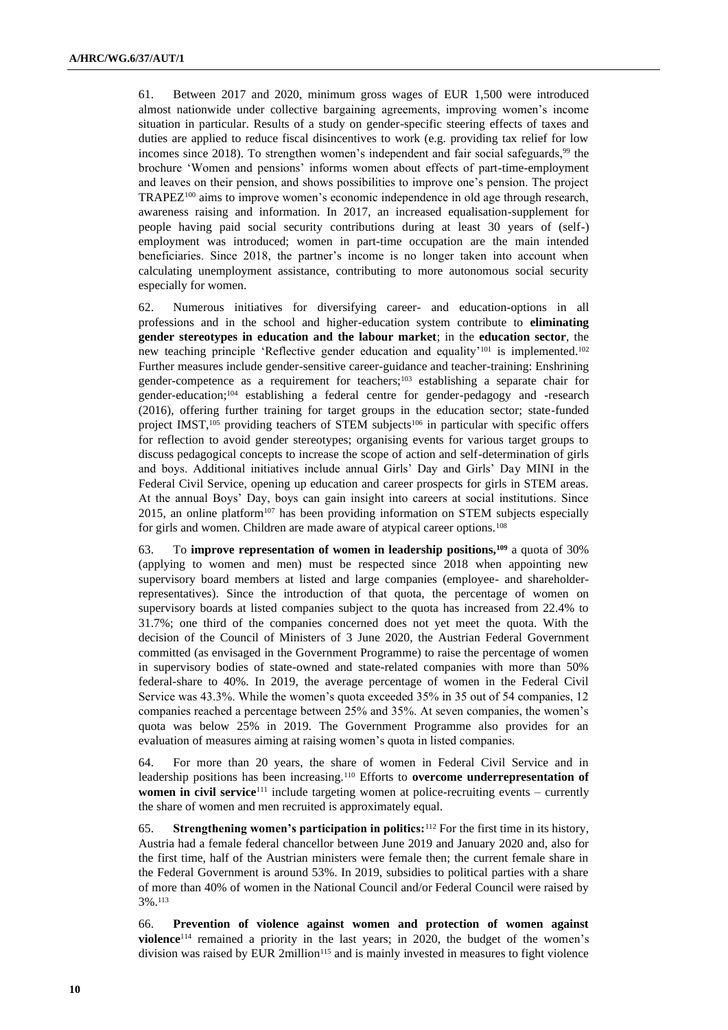61. Between 2017 and 2020, minimum gross wages of EUR 1,500 were introduced almost nationwide under collective bargaining agreements, improving women's income situation in particular. Results of a study on gender-specific steering effects of taxes and duties are applied to reduce fiscal disincentives to work (e.g. providing tax relief for low incomes since 2018). To strengthen women's independent and fair social safeguards,[99] the brochure 'Women and pensions' informs women about effects of part-time-employment and leaves on their pension, and shows possibilities to improve one's pension. The project TRAPEZ[100] aims to improve women's economic independence in old age through research, awareness raising and information. In 2017, an increased equalisation-supplement for people having paid social security contributions during at least 30 years of (self-) employment was introduced; women in part-time occupation are the main intended beneficiaries. Since 2018, the partner's income is no longer taken into account when calculating unemployment assistance, contributing to more autonomous social security especially for women.

62. Numerous initiatives for diversifying career- and education-options in all professions and in the school and higher-education system contribute to **eliminating gender stereotypes in education and the labour market**; in the **education sector**, the new teaching principle 'Reflective gender education and equality'[101] is implemented.[102] Further measures include gender-sensitive career-guidance and teacher-training: Enshrining gender-competence as a requirement for teachers;[103] establishing a separate chair for gender-education;[104] establishing a federal centre for gender-pedagogy and -research (2016), offering further training for target groups in the education sector; state-funded project IMST,[105] providing teachers of STEM subjects[106] in particular with specific offers for reflection to avoid gender stereotypes; organising events for various target groups to discuss pedagogical concepts to increase the scope of action and self-determination of girls and boys. Additional initiatives include annual Girls' Day and Girls' Day MINI in the Federal Civil Service, opening up education and career prospects for girls in STEM areas. At the annual Boys' Day, boys can gain insight into careers at social institutions. Since 2015, an online platform[107] has been providing information on STEM subjects especially for girls and women. Children are made aware of atypical career options.[108]

63. To **improve representation of women in leadership positions,[109]** a quota of 30% (applying to women and men) must be respected since 2018 when appointing new supervisory board members at listed and large companies (employee- and shareholder-representatives). Since the introduction of that quota, the percentage of women on supervisory boards at listed companies subject to the quota has increased from 22.4% to 31.7%; one third of the companies concerned does not yet meet the quota. With the decision of the Council of Ministers of 3 June 2020, the Austrian Federal Government committed (as envisaged in the Government Programme) to raise the percentage of women in supervisory bodies of state-owned and state-related companies with more than 50% federal-share to 40%. In 2019, the average percentage of women in the Federal Civil Service was 43.3%. While the women's quota exceeded 35% in 35 out of 54 companies, 12 companies reached a percentage between 25% and 35%. At seven companies, the women's quota was below 25% in 2019. The Government Programme also provides for an evaluation of measures aiming at raising women's quota in listed companies.

64. For more than 20 years, the share of women in Federal Civil Service and in leadership positions has been increasing.[110] Efforts to **overcome underrepresentation of women in civil service**[111] include targeting women at police-recruiting events – currently the share of women and men recruited is approximately equal.

65. **Strengthening women's participation in politics:**[112] For the first time in its history, Austria had a female federal chancellor between June 2019 and January 2020 and, also for the first time, half of the Austrian ministers were female then; the current female share in the Federal Government is around 53%. In 2019, subsidies to political parties with a share of more than 40% of women in the National Council and/or Federal Council were raised by 3%.[113]

66. **Prevention of violence against women and protection of women against violence**[114] remained a priority in the last years; in 2020, the budget of the women's division was raised by EUR 2million[115] and is mainly invested in measures to fight violence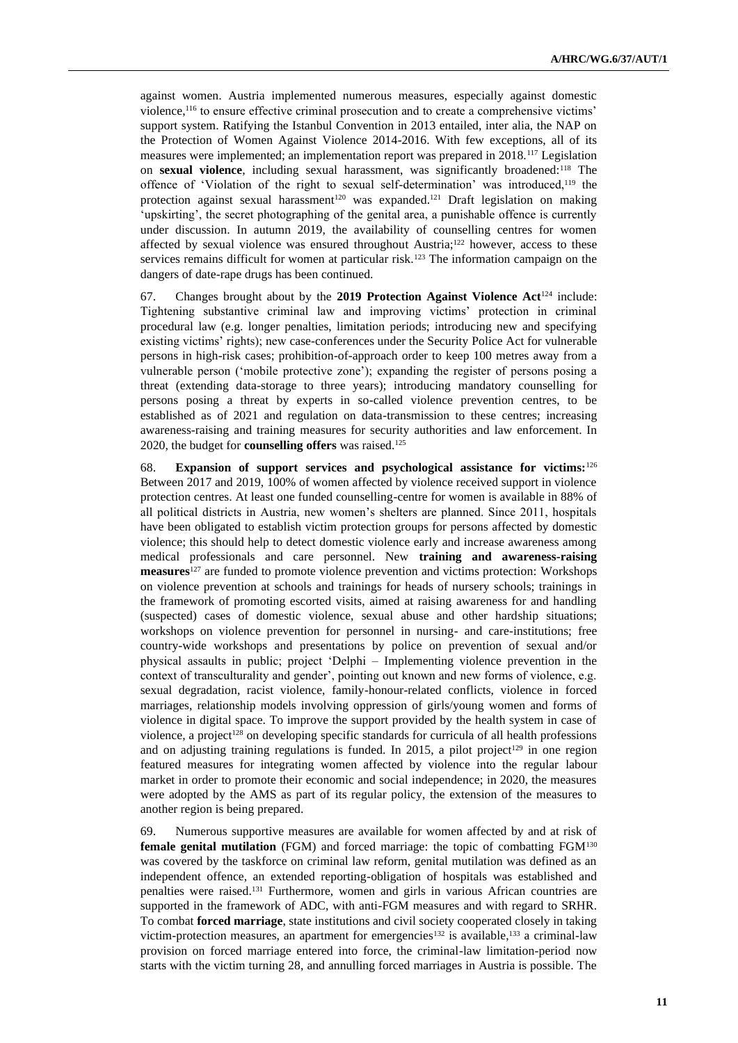against women. Austria implemented numerous measures, especially against domestic violence,[116] to ensure effective criminal prosecution and to create a comprehensive victims' support system. Ratifying the Istanbul Convention in 2013 entailed, inter alia, the NAP on the Protection of Women Against Violence 2014-2016. With few exceptions, all of its measures were implemented; an implementation report was prepared in 2018.[117] Legislation on **sexual violence**, including sexual harassment, was significantly broadened:[118] The offence of 'Violation of the right to sexual self-determination' was introduced,[119] the protection against sexual harassment[120] was expanded.[121] Draft legislation on making 'upskirting', the secret photographing of the genital area, a punishable offence is currently under discussion. In autumn 2019, the availability of counselling centres for women affected by sexual violence was ensured throughout Austria;[122] however, access to these services remains difficult for women at particular risk.[123] The information campaign on the dangers of date-rape drugs has been continued.

67. Changes brought about by the **2019 Protection Against Violence Act**[124] include: Tightening substantive criminal law and improving victims' protection in criminal procedural law (e.g. longer penalties, limitation periods; introducing new and specifying existing victims' rights); new case-conferences under the Security Police Act for vulnerable persons in high-risk cases; prohibition-of-approach order to keep 100 metres away from a vulnerable person ('mobile protective zone'); expanding the register of persons posing a threat (extending data-storage to three years); introducing mandatory counselling for persons posing a threat by experts in so-called violence prevention centres, to be established as of 2021 and regulation on data-transmission to these centres; increasing awareness-raising and training measures for security authorities and law enforcement. In 2020, the budget for **counselling offers** was raised.[125]

68. **Expansion of support services and psychological assistance for victims:**[126] Between 2017 and 2019, 100% of women affected by violence received support in violence protection centres. At least one funded counselling-centre for women is available in 88% of all political districts in Austria, new women's shelters are planned. Since 2011, hospitals have been obligated to establish victim protection groups for persons affected by domestic violence; this should help to detect domestic violence early and increase awareness among medical professionals and care personnel. New **training and awareness-raising measures**[127] are funded to promote violence prevention and victims protection: Workshops on violence prevention at schools and trainings for heads of nursery schools; trainings in the framework of promoting escorted visits, aimed at raising awareness for and handling (suspected) cases of domestic violence, sexual abuse and other hardship situations; workshops on violence prevention for personnel in nursing- and care-institutions; free country-wide workshops and presentations by police on prevention of sexual and/or physical assaults in public; project 'Delphi – Implementing violence prevention in the context of transculturality and gender', pointing out known and new forms of violence, e.g. sexual degradation, racist violence, family-honour-related conflicts, violence in forced marriages, relationship models involving oppression of girls/young women and forms of violence in digital space. To improve the support provided by the health system in case of violence, a project[128] on developing specific standards for curricula of all health professions and on adjusting training regulations is funded. In 2015, a pilot project[129] in one region featured measures for integrating women affected by violence into the regular labour market in order to promote their economic and social independence; in 2020, the measures were adopted by the AMS as part of its regular policy, the extension of the measures to another region is being prepared.

69. Numerous supportive measures are available for women affected by and at risk of **female genital mutilation** (FGM) and forced marriage: the topic of combatting FGM[130] was covered by the taskforce on criminal law reform, genital mutilation was defined as an independent offence, an extended reporting-obligation of hospitals was established and penalties were raised.[131] Furthermore, women and girls in various African countries are supported in the framework of ADC, with anti-FGM measures and with regard to SRHR. To combat **forced marriage**, state institutions and civil society cooperated closely in taking victim-protection measures, an apartment for emergencies[132] is available,[133] a criminal-law provision on forced marriage entered into force, the criminal-law limitation-period now starts with the victim turning 28, and annulling forced marriages in Austria is possible. The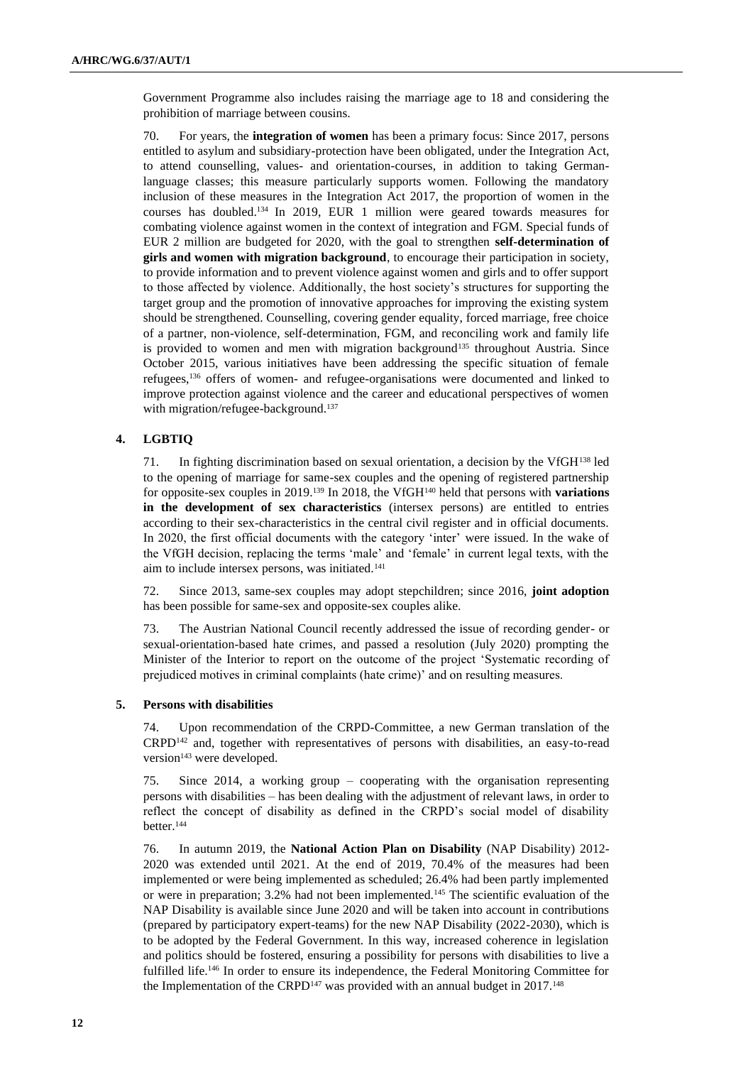Government Programme also includes raising the marriage age to 18 and considering the prohibition of marriage between cousins.

70. For years, the **integration of women** has been a primary focus: Since 2017, persons entitled to asylum and subsidiary-protection have been obligated, under the Integration Act, to attend counselling, values- and orientation-courses, in addition to taking German-language classes; this measure particularly supports women. Following the mandatory inclusion of these measures in the Integration Act 2017, the proportion of women in the courses has doubled.[134] In 2019, EUR 1 million were geared towards measures for combating violence against women in the context of integration and FGM. Special funds of EUR 2 million are budgeted for 2020, with the goal to strengthen **self-determination of girls and women with migration background**, to encourage their participation in society, to provide information and to prevent violence against women and girls and to offer support to those affected by violence. Additionally, the host society's structures for supporting the target group and the promotion of innovative approaches for improving the existing system should be strengthened. Counselling, covering gender equality, forced marriage, free choice of a partner, non-violence, self-determination, FGM, and reconciling work and family life is provided to women and men with migration background[135] throughout Austria. Since October 2015, various initiatives have been addressing the specific situation of female refugees,[136] offers of women- and refugee-organisations were documented and linked to improve protection against violence and the career and educational perspectives of women with migration/refugee-background.[137]

### 4. LGBTIQ

71. In fighting discrimination based on sexual orientation, a decision by the VfGH[138] led to the opening of marriage for same-sex couples and the opening of registered partnership for opposite-sex couples in 2019.[139] In 2018, the VfGH[140] held that persons with **variations in the development of sex characteristics** (intersex persons) are entitled to entries according to their sex-characteristics in the central civil register and in official documents. In 2020, the first official documents with the category 'inter' were issued. In the wake of the VfGH decision, replacing the terms 'male' and 'female' in current legal texts, with the aim to include intersex persons, was initiated.[141]

72. Since 2013, same-sex couples may adopt stepchildren; since 2016, **joint adoption** has been possible for same-sex and opposite-sex couples alike.

73. The Austrian National Council recently addressed the issue of recording gender- or sexual-orientation-based hate crimes, and passed a resolution (July 2020) prompting the Minister of the Interior to report on the outcome of the project 'Systematic recording of prejudiced motives in criminal complaints (hate crime)' and on resulting measures.

### 5. Persons with disabilities

74. Upon recommendation of the CRPD-Committee, a new German translation of the CRPD[142] and, together with representatives of persons with disabilities, an easy-to-read version[143] were developed.

75. Since 2014, a working group – cooperating with the organisation representing persons with disabilities – has been dealing with the adjustment of relevant laws, in order to reflect the concept of disability as defined in the CRPD's social model of disability better.[144]

76. In autumn 2019, the **National Action Plan on Disability** (NAP Disability) 2012-2020 was extended until 2021. At the end of 2019, 70.4% of the measures had been implemented or were being implemented as scheduled; 26.4% had been partly implemented or were in preparation; 3.2% had not been implemented.[145] The scientific evaluation of the NAP Disability is available since June 2020 and will be taken into account in contributions (prepared by participatory expert-teams) for the new NAP Disability (2022-2030), which is to be adopted by the Federal Government. In this way, increased coherence in legislation and politics should be fostered, ensuring a possibility for persons with disabilities to live a fulfilled life.[146] In order to ensure its independence, the Federal Monitoring Committee for the Implementation of the CRPD[147] was provided with an annual budget in 2017.[148]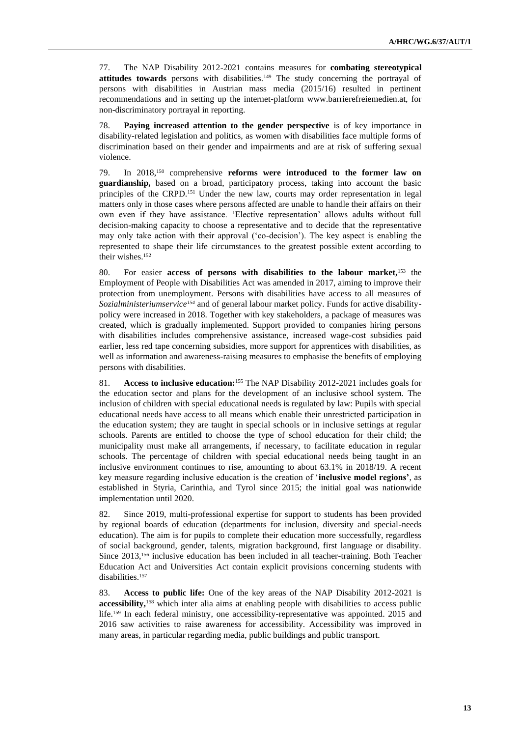77. The NAP Disability 2012-2021 contains measures for **combating stereotypical attitudes towards** persons with disabilities.[149] The study concerning the portrayal of persons with disabilities in Austrian mass media (2015/16) resulted in pertinent recommendations and in setting up the internet-platform www.barrierefreiemedien.at, for non-discriminatory portrayal in reporting.

78. **Paying increased attention to the gender perspective** is of key importance in disability-related legislation and politics, as women with disabilities face multiple forms of discrimination based on their gender and impairments and are at risk of suffering sexual violence.

79. In 2018,[150] comprehensive **reforms were introduced to the former law on guardianship,** based on a broad, participatory process, taking into account the basic principles of the CRPD.[151] Under the new law, courts may order representation in legal matters only in those cases where persons affected are unable to handle their affairs on their own even if they have assistance. 'Elective representation' allows adults without full decision-making capacity to choose a representative and to decide that the representative may only take action with their approval ('co-decision'). The key aspect is enabling the represented to shape their life circumstances to the greatest possible extent according to their wishes.[152]

80. For easier **access of persons with disabilities to the labour market,**[153] the Employment of People with Disabilities Act was amended in 2017, aiming to improve their protection from unemployment. Persons with disabilities have access to all measures of *Sozialministeriumservice*[154] and of general labour market policy. Funds for active disability-policy were increased in 2018. Together with key stakeholders, a package of measures was created, which is gradually implemented. Support provided to companies hiring persons with disabilities includes comprehensive assistance, increased wage-cost subsidies paid earlier, less red tape concerning subsidies, more support for apprentices with disabilities, as well as information and awareness-raising measures to emphasise the benefits of employing persons with disabilities.

81. **Access to inclusive education:**[155] The NAP Disability 2012-2021 includes goals for the education sector and plans for the development of an inclusive school system. The inclusion of children with special educational needs is regulated by law: Pupils with special educational needs have access to all means which enable their unrestricted participation in the education system; they are taught in special schools or in inclusive settings at regular schools. Parents are entitled to choose the type of school education for their child; the municipality must make all arrangements, if necessary, to facilitate education in regular schools. The percentage of children with special educational needs being taught in an inclusive environment continues to rise, amounting to about 63.1% in 2018/19. A recent key measure regarding inclusive education is the creation of '**inclusive model regions**', as established in Styria, Carinthia, and Tyrol since 2015; the initial goal was nationwide implementation until 2020.

82. Since 2019, multi-professional expertise for support to students has been provided by regional boards of education (departments for inclusion, diversity and special-needs education). The aim is for pupils to complete their education more successfully, regardless of social background, gender, talents, migration background, first language or disability. Since 2013,[156] inclusive education has been included in all teacher-training. Both Teacher Education Act and Universities Act contain explicit provisions concerning students with disabilities.[157]

83. **Access to public life:** One of the key areas of the NAP Disability 2012-2021 is **accessibility,**[158] which inter alia aims at enabling people with disabilities to access public life.[159] In each federal ministry, one accessibility-representative was appointed. 2015 and 2016 saw activities to raise awareness for accessibility. Accessibility was improved in many areas, in particular regarding media, public buildings and public transport.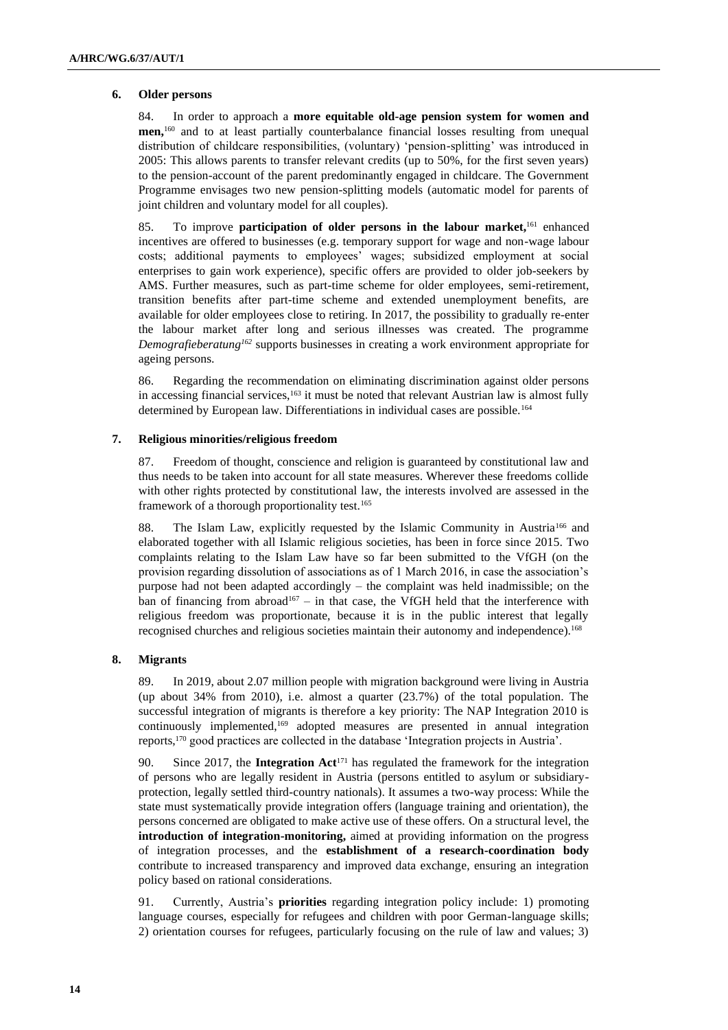### 6. Older persons

84. In order to approach a **more equitable old-age pension system for women and men,**[160] and to at least partially counterbalance financial losses resulting from unequal distribution of childcare responsibilities, (voluntary) 'pension-splitting' was introduced in 2005: This allows parents to transfer relevant credits (up to 50%, for the first seven years) to the pension-account of the parent predominantly engaged in childcare. The Government Programme envisages two new pension-splitting models (automatic model for parents of joint children and voluntary model for all couples).

85. To improve **participation of older persons in the labour market,**[161] enhanced incentives are offered to businesses (e.g. temporary support for wage and non-wage labour costs; additional payments to employees' wages; subsidized employment at social enterprises to gain work experience), specific offers are provided to older job-seekers by AMS. Further measures, such as part-time scheme for older employees, semi-retirement, transition benefits after part-time scheme and extended unemployment benefits, are available for older employees close to retiring. In 2017, the possibility to gradually re-enter the labour market after long and serious illnesses was created. The programme *Demografieberatung*[162] supports businesses in creating a work environment appropriate for ageing persons.

86. Regarding the recommendation on eliminating discrimination against older persons in accessing financial services,[163] it must be noted that relevant Austrian law is almost fully determined by European law. Differentiations in individual cases are possible.[164]

### 7. Religious minorities/religious freedom

87. Freedom of thought, conscience and religion is guaranteed by constitutional law and thus needs to be taken into account for all state measures. Wherever these freedoms collide with other rights protected by constitutional law, the interests involved are assessed in the framework of a thorough proportionality test.[165]

88. The Islam Law, explicitly requested by the Islamic Community in Austria[166] and elaborated together with all Islamic religious societies, has been in force since 2015. Two complaints relating to the Islam Law have so far been submitted to the VfGH (on the provision regarding dissolution of associations as of 1 March 2016, in case the association's purpose had not been adapted accordingly – the complaint was held inadmissible; on the ban of financing from abroad[167] – in that case, the VfGH held that the interference with religious freedom was proportionate, because it is in the public interest that legally recognised churches and religious societies maintain their autonomy and independence).[168]

### 8. Migrants

89. In 2019, about 2.07 million people with migration background were living in Austria (up about 34% from 2010), i.e. almost a quarter (23.7%) of the total population. The successful integration of migrants is therefore a key priority: The NAP Integration 2010 is continuously implemented,[169] adopted measures are presented in annual integration reports,[170] good practices are collected in the database 'Integration projects in Austria'.

90. Since 2017, the **Integration Act**[171] has regulated the framework for the integration of persons who are legally resident in Austria (persons entitled to asylum or subsidiary-protection, legally settled third-country nationals). It assumes a two-way process: While the state must systematically provide integration offers (language training and orientation), the persons concerned are obligated to make active use of these offers. On a structural level, the **introduction of integration-monitoring,** aimed at providing information on the progress of integration processes, and the **establishment of a research-coordination body** contribute to increased transparency and improved data exchange, ensuring an integration policy based on rational considerations.

91. Currently, Austria's **priorities** regarding integration policy include: 1) promoting language courses, especially for refugees and children with poor German-language skills; 2) orientation courses for refugees, particularly focusing on the rule of law and values; 3)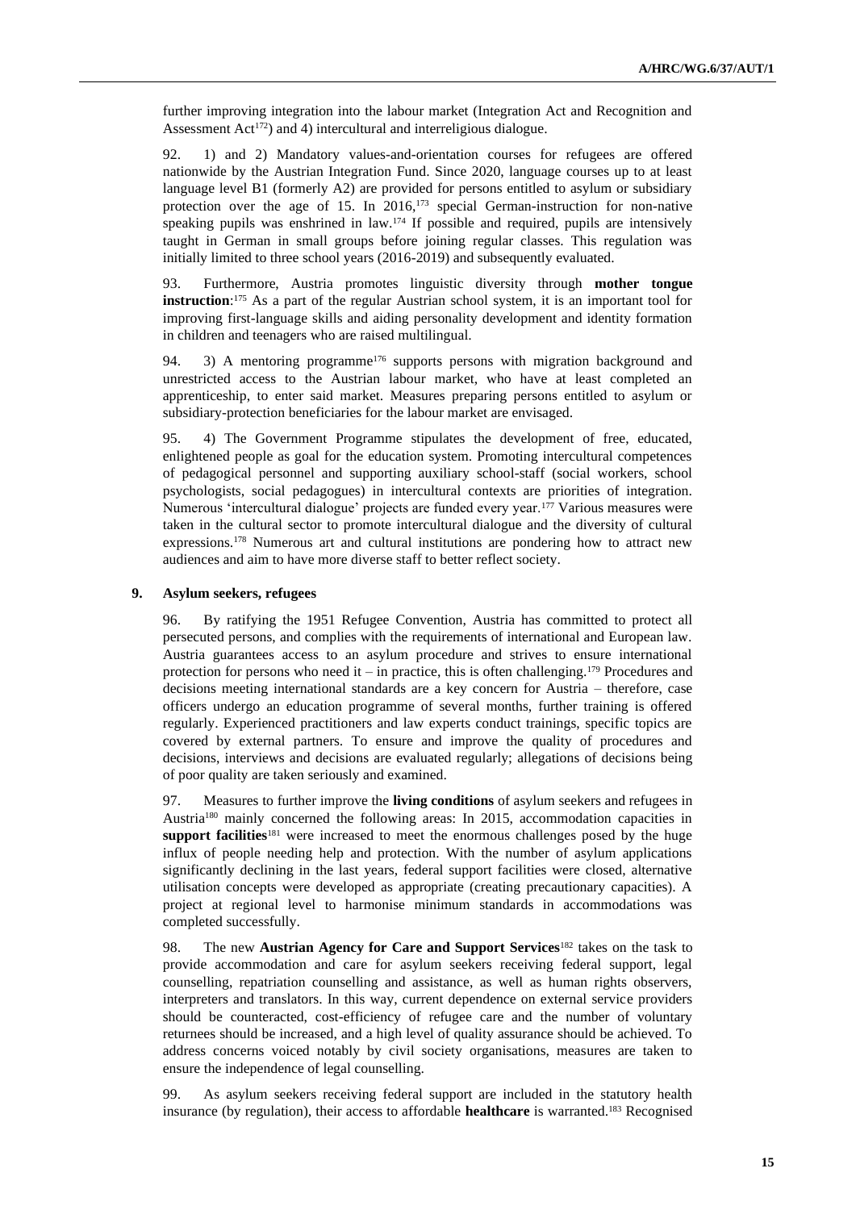further improving integration into the labour market (Integration Act and Recognition and Assessment Act[172]) and 4) intercultural and interreligious dialogue.

92. 1) and 2) Mandatory values-and-orientation courses for refugees are offered nationwide by the Austrian Integration Fund. Since 2020, language courses up to at least language level B1 (formerly A2) are provided for persons entitled to asylum or subsidiary protection over the age of 15. In 2016,[173] special German-instruction for non-native speaking pupils was enshrined in law.[174] If possible and required, pupils are intensively taught in German in small groups before joining regular classes. This regulation was initially limited to three school years (2016-2019) and subsequently evaluated.

93. Furthermore, Austria promotes linguistic diversity through **mother tongue instruction**:[175] As a part of the regular Austrian school system, it is an important tool for improving first-language skills and aiding personality development and identity formation in children and teenagers who are raised multilingual.

94. 3) A mentoring programme[176] supports persons with migration background and unrestricted access to the Austrian labour market, who have at least completed an apprenticeship, to enter said market. Measures preparing persons entitled to asylum or subsidiary-protection beneficiaries for the labour market are envisaged.

95. 4) The Government Programme stipulates the development of free, educated, enlightened people as goal for the education system. Promoting intercultural competences of pedagogical personnel and supporting auxiliary school-staff (social workers, school psychologists, social pedagogues) in intercultural contexts are priorities of integration. Numerous 'intercultural dialogue' projects are funded every year.[177] Various measures were taken in the cultural sector to promote intercultural dialogue and the diversity of cultural expressions.[178] Numerous art and cultural institutions are pondering how to attract new audiences and aim to have more diverse staff to better reflect society.

### 9. Asylum seekers, refugees

96. By ratifying the 1951 Refugee Convention, Austria has committed to protect all persecuted persons, and complies with the requirements of international and European law. Austria guarantees access to an asylum procedure and strives to ensure international protection for persons who need it – in practice, this is often challenging.[179] Procedures and decisions meeting international standards are a key concern for Austria – therefore, case officers undergo an education programme of several months, further training is offered regularly. Experienced practitioners and law experts conduct trainings, specific topics are covered by external partners. To ensure and improve the quality of procedures and decisions, interviews and decisions are evaluated regularly; allegations of decisions being of poor quality are taken seriously and examined.

97. Measures to further improve the **living conditions** of asylum seekers and refugees in Austria[180] mainly concerned the following areas: In 2015, accommodation capacities in **support facilities**[181] were increased to meet the enormous challenges posed by the huge influx of people needing help and protection. With the number of asylum applications significantly declining in the last years, federal support facilities were closed, alternative utilisation concepts were developed as appropriate (creating precautionary capacities). A project at regional level to harmonise minimum standards in accommodations was completed successfully.

98. The new **Austrian Agency for Care and Support Services**[182] takes on the task to provide accommodation and care for asylum seekers receiving federal support, legal counselling, repatriation counselling and assistance, as well as human rights observers, interpreters and translators. In this way, current dependence on external service providers should be counteracted, cost-efficiency of refugee care and the number of voluntary returnees should be increased, and a high level of quality assurance should be achieved. To address concerns voiced notably by civil society organisations, measures are taken to ensure the independence of legal counselling.

99. As asylum seekers receiving federal support are included in the statutory health insurance (by regulation), their access to affordable **healthcare** is warranted.[183] Recognised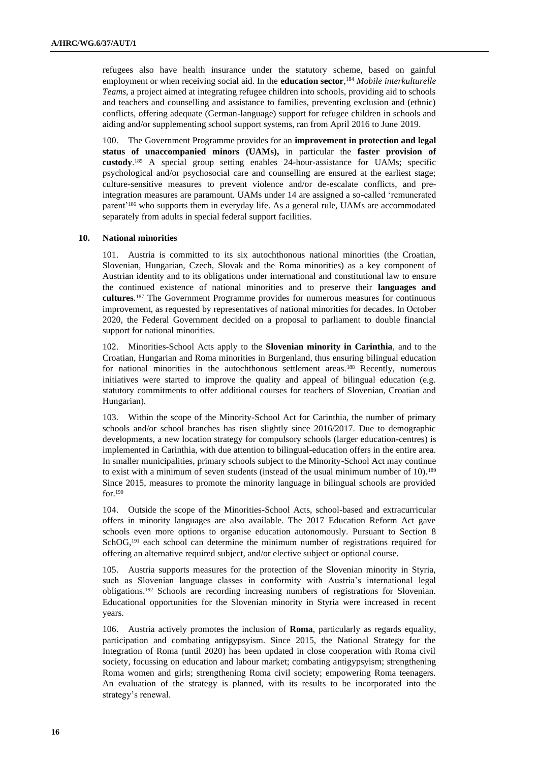refugees also have health insurance under the statutory scheme, based on gainful employment or when receiving social aid. In the **education sector**,[184] *Mobile interkulturelle Teams*, a project aimed at integrating refugee children into schools, providing aid to schools and teachers and counselling and assistance to families, preventing exclusion and (ethnic) conflicts, offering adequate (German-language) support for refugee children in schools and aiding and/or supplementing school support systems, ran from April 2016 to June 2019.

100. The Government Programme provides for an **improvement in protection and legal status of unaccompanied minors (UAMs),** in particular the **faster provision of custody**.[185] A special group setting enables 24-hour-assistance for UAMs; specific psychological and/or psychosocial care and counselling are ensured at the earliest stage; culture-sensitive measures to prevent violence and/or de-escalate conflicts, and pre-integration measures are paramount. UAMs under 14 are assigned a so-called 'remunerated parent'[186] who supports them in everyday life. As a general rule, UAMs are accommodated separately from adults in special federal support facilities.

### 10. National minorities

101. Austria is committed to its six autochthonous national minorities (the Croatian, Slovenian, Hungarian, Czech, Slovak and the Roma minorities) as a key component of Austrian identity and to its obligations under international and constitutional law to ensure the continued existence of national minorities and to preserve their **languages and cultures**.[187] The Government Programme provides for numerous measures for continuous improvement, as requested by representatives of national minorities for decades. In October 2020, the Federal Government decided on a proposal to parliament to double financial support for national minorities.

102. Minorities-School Acts apply to the **Slovenian minority in Carinthia**, and to the Croatian, Hungarian and Roma minorities in Burgenland, thus ensuring bilingual education for national minorities in the autochthonous settlement areas.[188] Recently, numerous initiatives were started to improve the quality and appeal of bilingual education (e.g. statutory commitments to offer additional courses for teachers of Slovenian, Croatian and Hungarian).

103. Within the scope of the Minority-School Act for Carinthia, the number of primary schools and/or school branches has risen slightly since 2016/2017. Due to demographic developments, a new location strategy for compulsory schools (larger education-centres) is implemented in Carinthia, with due attention to bilingual-education offers in the entire area. In smaller municipalities, primary schools subject to the Minority-School Act may continue to exist with a minimum of seven students (instead of the usual minimum number of 10).[189] Since 2015, measures to promote the minority language in bilingual schools are provided for.[190]

104. Outside the scope of the Minorities-School Acts, school-based and extracurricular offers in minority languages are also available. The 2017 Education Reform Act gave schools even more options to organise education autonomously. Pursuant to Section 8 SchOG,[191] each school can determine the minimum number of registrations required for offering an alternative required subject, and/or elective subject or optional course.

105. Austria supports measures for the protection of the Slovenian minority in Styria, such as Slovenian language classes in conformity with Austria's international legal obligations.[192] Schools are recording increasing numbers of registrations for Slovenian. Educational opportunities for the Slovenian minority in Styria were increased in recent years.

106. Austria actively promotes the inclusion of **Roma**, particularly as regards equality, participation and combating antigypsyism. Since 2015, the National Strategy for the Integration of Roma (until 2020) has been updated in close cooperation with Roma civil society, focussing on education and labour market; combating antigypsyism; strengthening Roma women and girls; strengthening Roma civil society; empowering Roma teenagers. An evaluation of the strategy is planned, with its results to be incorporated into the strategy's renewal.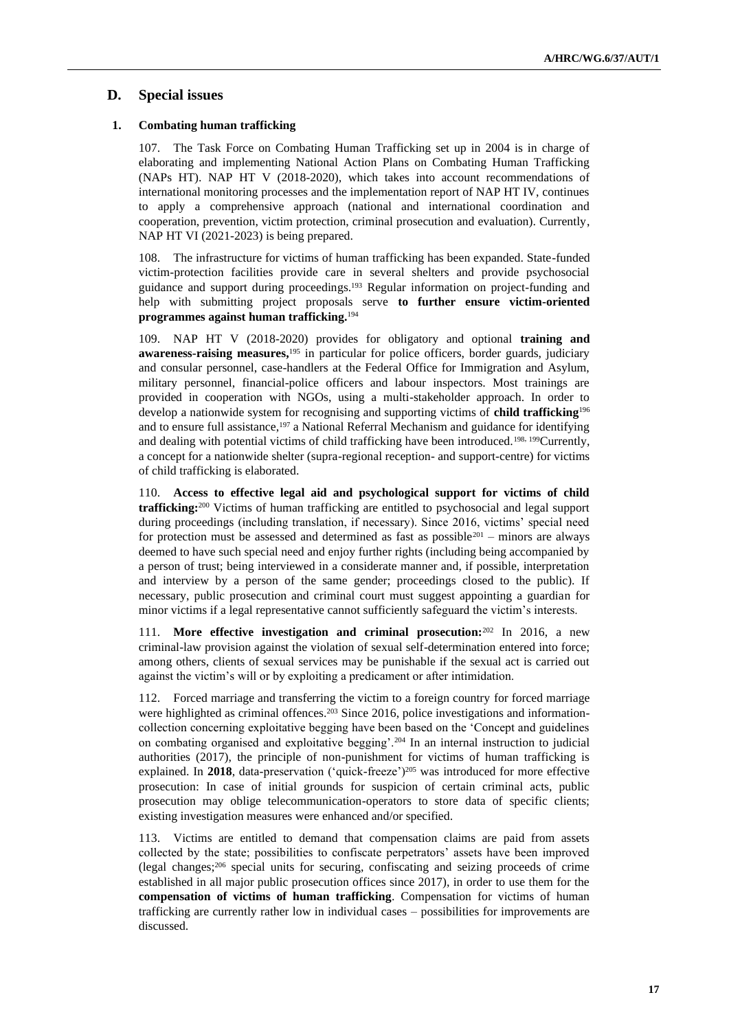## D. Special issues

### 1. Combating human trafficking

107. The Task Force on Combating Human Trafficking set up in 2004 is in charge of elaborating and implementing National Action Plans on Combating Human Trafficking (NAPs HT). NAP HT V (2018-2020), which takes into account recommendations of international monitoring processes and the implementation report of NAP HT IV, continues to apply a comprehensive approach (national and international coordination and cooperation, prevention, victim protection, criminal prosecution and evaluation). Currently, NAP HT VI (2021-2023) is being prepared.

108. The infrastructure for victims of human trafficking has been expanded. State-funded victim-protection facilities provide care in several shelters and provide psychosocial guidance and support during proceedings.[193] Regular information on project-funding and help with submitting project proposals serve **to further ensure victim-oriented programmes against human trafficking.**[194]

109. NAP HT V (2018-2020) provides for obligatory and optional **training and awareness-raising measures,**[195] in particular for police officers, border guards, judiciary and consular personnel, case-handlers at the Federal Office for Immigration and Asylum, military personnel, financial-police officers and labour inspectors. Most trainings are provided in cooperation with NGOs, using a multi-stakeholder approach. In order to develop a nationwide system for recognising and supporting victims of **child trafficking**[196] and to ensure full assistance,[197] a National Referral Mechanism and guidance for identifying and dealing with potential victims of child trafficking have been introduced.[198, 199]Currently, a concept for a nationwide shelter (supra-regional reception- and support-centre) for victims of child trafficking is elaborated.

110. **Access to effective legal aid and psychological support for victims of child trafficking:**[200] Victims of human trafficking are entitled to psychosocial and legal support during proceedings (including translation, if necessary). Since 2016, victims' special need for protection must be assessed and determined as fast as possible[201] – minors are always deemed to have such special need and enjoy further rights (including being accompanied by a person of trust; being interviewed in a considerate manner and, if possible, interpretation and interview by a person of the same gender; proceedings closed to the public). If necessary, public prosecution and criminal court must suggest appointing a guardian for minor victims if a legal representative cannot sufficiently safeguard the victim's interests.

111. **More effective investigation and criminal prosecution:**[202] In 2016, a new criminal-law provision against the violation of sexual self-determination entered into force; among others, clients of sexual services may be punishable if the sexual act is carried out against the victim's will or by exploiting a predicament or after intimidation.

112. Forced marriage and transferring the victim to a foreign country for forced marriage were highlighted as criminal offences.[203] Since 2016, police investigations and information-collection concerning exploitative begging have been based on the 'Concept and guidelines on combating organised and exploitative begging'.[204] In an internal instruction to judicial authorities (2017), the principle of non-punishment for victims of human trafficking is explained. In **2018**, data-preservation ('quick-freeze')[205] was introduced for more effective prosecution: In case of initial grounds for suspicion of certain criminal acts, public prosecution may oblige telecommunication-operators to store data of specific clients; existing investigation measures were enhanced and/or specified.

113. Victims are entitled to demand that compensation claims are paid from assets collected by the state; possibilities to confiscate perpetrators' assets have been improved (legal changes;[206] special units for securing, confiscating and seizing proceeds of crime established in all major public prosecution offices since 2017), in order to use them for the **compensation of victims of human trafficking**. Compensation for victims of human trafficking are currently rather low in individual cases – possibilities for improvements are discussed.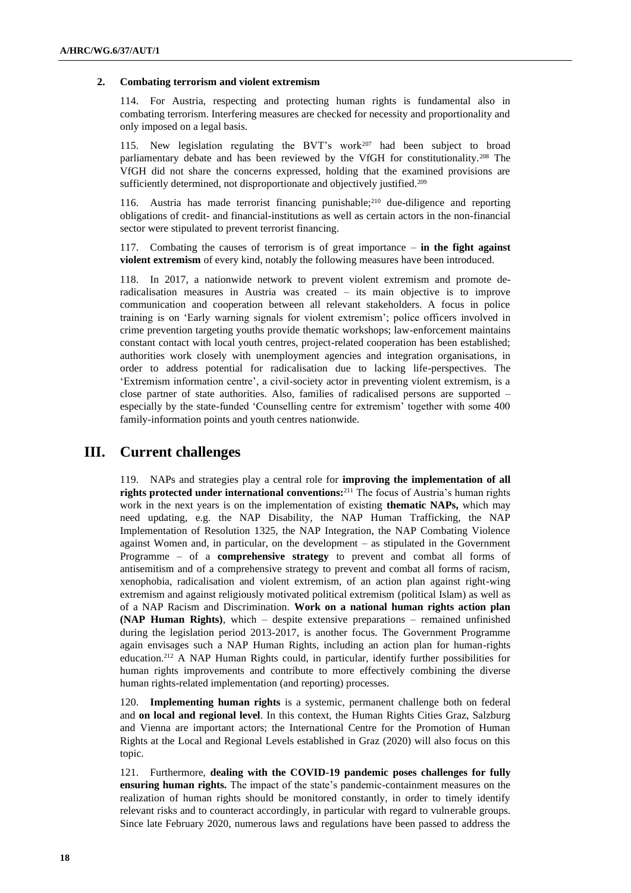### 2. Combating terrorism and violent extremism

114. For Austria, respecting and protecting human rights is fundamental also in combating terrorism. Interfering measures are checked for necessity and proportionality and only imposed on a legal basis.

115. New legislation regulating the BVT's work[207] had been subject to broad parliamentary debate and has been reviewed by the VfGH for constitutionality.[208] The VfGH did not share the concerns expressed, holding that the examined provisions are sufficiently determined, not disproportionate and objectively justified.[209]

116. Austria has made terrorist financing punishable;[210] due-diligence and reporting obligations of credit- and financial-institutions as well as certain actors in the non-financial sector were stipulated to prevent terrorist financing.

117. Combating the causes of terrorism is of great importance – **in the fight against violent extremism** of every kind, notably the following measures have been introduced.

118. In 2017, a nationwide network to prevent violent extremism and promote de-radicalisation measures in Austria was created – its main objective is to improve communication and cooperation between all relevant stakeholders. A focus in police training is on 'Early warning signals for violent extremism'; police officers involved in crime prevention targeting youths provide thematic workshops; law-enforcement maintains constant contact with local youth centres, project-related cooperation has been established; authorities work closely with unemployment agencies and integration organisations, in order to address potential for radicalisation due to lacking life-perspectives. The 'Extremism information centre', a civil-society actor in preventing violent extremism, is a close partner of state authorities. Also, families of radicalised persons are supported – especially by the state-funded 'Counselling centre for extremism' together with some 400 family-information points and youth centres nationwide.

## III. Current challenges

119. NAPs and strategies play a central role for **improving the implementation of all rights protected under international conventions:**[211] The focus of Austria's human rights work in the next years is on the implementation of existing **thematic NAPs,** which may need updating, e.g. the NAP Disability, the NAP Human Trafficking, the NAP Implementation of Resolution 1325, the NAP Integration, the NAP Combating Violence against Women and, in particular, on the development – as stipulated in the Government Programme – of a **comprehensive strategy** to prevent and combat all forms of antisemitism and of a comprehensive strategy to prevent and combat all forms of racism, xenophobia, radicalisation and violent extremism, of an action plan against right-wing extremism and against religiously motivated political extremism (political Islam) as well as of a NAP Racism and Discrimination. **Work on a national human rights action plan (NAP Human Rights)**, which – despite extensive preparations – remained unfinished during the legislation period 2013-2017, is another focus. The Government Programme again envisages such a NAP Human Rights, including an action plan for human-rights education.[212] A NAP Human Rights could, in particular, identify further possibilities for human rights improvements and contribute to more effectively combining the diverse human rights-related implementation (and reporting) processes.

120. **Implementing human rights** is a systemic, permanent challenge both on federal and **on local and regional level**. In this context, the Human Rights Cities Graz, Salzburg and Vienna are important actors; the International Centre for the Promotion of Human Rights at the Local and Regional Levels established in Graz (2020) will also focus on this topic.

121. Furthermore, **dealing with the COVID-19 pandemic poses challenges for fully ensuring human rights.** The impact of the state's pandemic-containment measures on the realization of human rights should be monitored constantly, in order to timely identify relevant risks and to counteract accordingly, in particular with regard to vulnerable groups. Since late February 2020, numerous laws and regulations have been passed to address the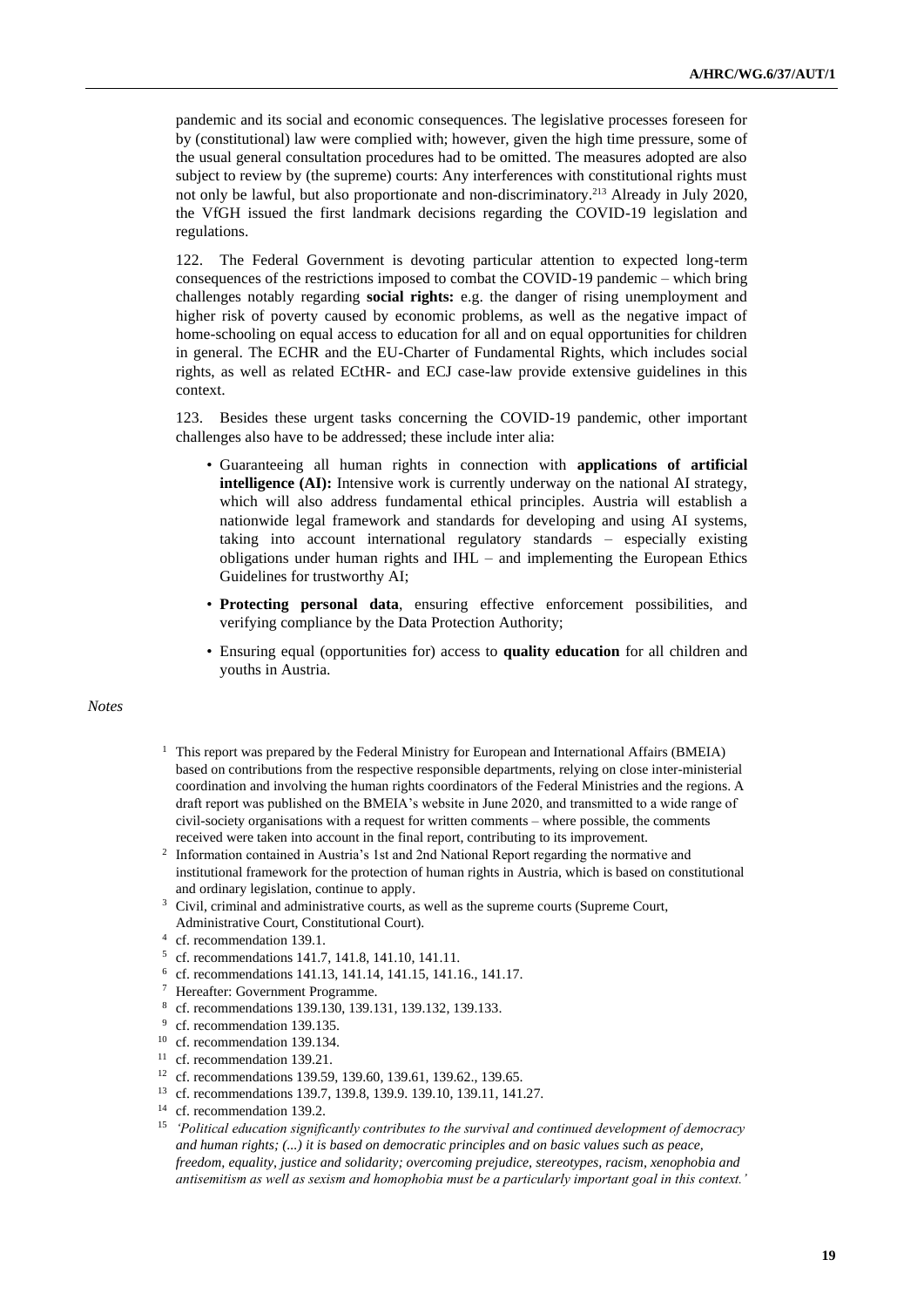pandemic and its social and economic consequences. The legislative processes foreseen for by (constitutional) law were complied with; however, given the high time pressure, some of the usual general consultation procedures had to be omitted. The measures adopted are also subject to review by (the supreme) courts: Any interferences with constitutional rights must not only be lawful, but also proportionate and non-discriminatory.[213] Already in July 2020, the VfGH issued the first landmark decisions regarding the COVID-19 legislation and regulations.

122. The Federal Government is devoting particular attention to expected long-term consequences of the restrictions imposed to combat the COVID-19 pandemic – which bring challenges notably regarding **social rights:** e.g. the danger of rising unemployment and higher risk of poverty caused by economic problems, as well as the negative impact of home-schooling on equal access to education for all and on equal opportunities for children in general. The ECHR and the EU-Charter of Fundamental Rights, which includes social rights, as well as related ECtHR- and ECJ case-law provide extensive guidelines in this context.

123. Besides these urgent tasks concerning the COVID-19 pandemic, other important challenges also have to be addressed; these include inter alia:

- Guaranteeing all human rights in connection with **applications of artificial intelligence (AI):** Intensive work is currently underway on the national AI strategy, which will also address fundamental ethical principles. Austria will establish a nationwide legal framework and standards for developing and using AI systems, taking into account international regulatory standards – especially existing obligations under human rights and IHL – and implementing the European Ethics Guidelines for trustworthy AI;
- **Protecting personal data**, ensuring effective enforcement possibilities, and verifying compliance by the Data Protection Authority;
- Ensuring equal (opportunities for) access to **quality education** for all children and youths in Austria.

*Notes*

[1] This report was prepared by the Federal Ministry for European and International Affairs (BMEIA) based on contributions from the respective responsible departments, relying on close inter-ministerial coordination and involving the human rights coordinators of the Federal Ministries and the regions. A draft report was published on the BMEIA's website in June 2020, and transmitted to a wide range of civil-society organisations with a request for written comments – where possible, the comments received were taken into account in the final report, contributing to its improvement.

[2] Information contained in Austria's 1st and 2nd National Report regarding the normative and institutional framework for the protection of human rights in Austria, which is based on constitutional and ordinary legislation, continue to apply.

[3] Civil, criminal and administrative courts, as well as the supreme courts (Supreme Court, Administrative Court, Constitutional Court).

[4] cf. recommendation 139.1.

[5] cf. recommendations 141.7, 141.8, 141.10, 141.11.

[6] cf. recommendations 141.13, 141.14, 141.15, 141.16., 141.17.

[7] Hereafter: Government Programme.

[8] cf. recommendations 139.130, 139.131, 139.132, 139.133.

[9] cf. recommendation 139.135.

[10] cf. recommendation 139.134.

[11] cf. recommendation 139.21.

[12] cf. recommendations 139.59, 139.60, 139.61, 139.62., 139.65.

[13] cf. recommendations 139.7, 139.8, 139.9. 139.10, 139.11, 141.27.

[14] cf. recommendation 139.2.

[15] *'Political education significantly contributes to the survival and continued development of democracy and human rights; (...) it is based on democratic principles and on basic values such as peace, freedom, equality, justice and solidarity; overcoming prejudice, stereotypes, racism, xenophobia and antisemitism as well as sexism and homophobia must be a particularly important goal in this context.'*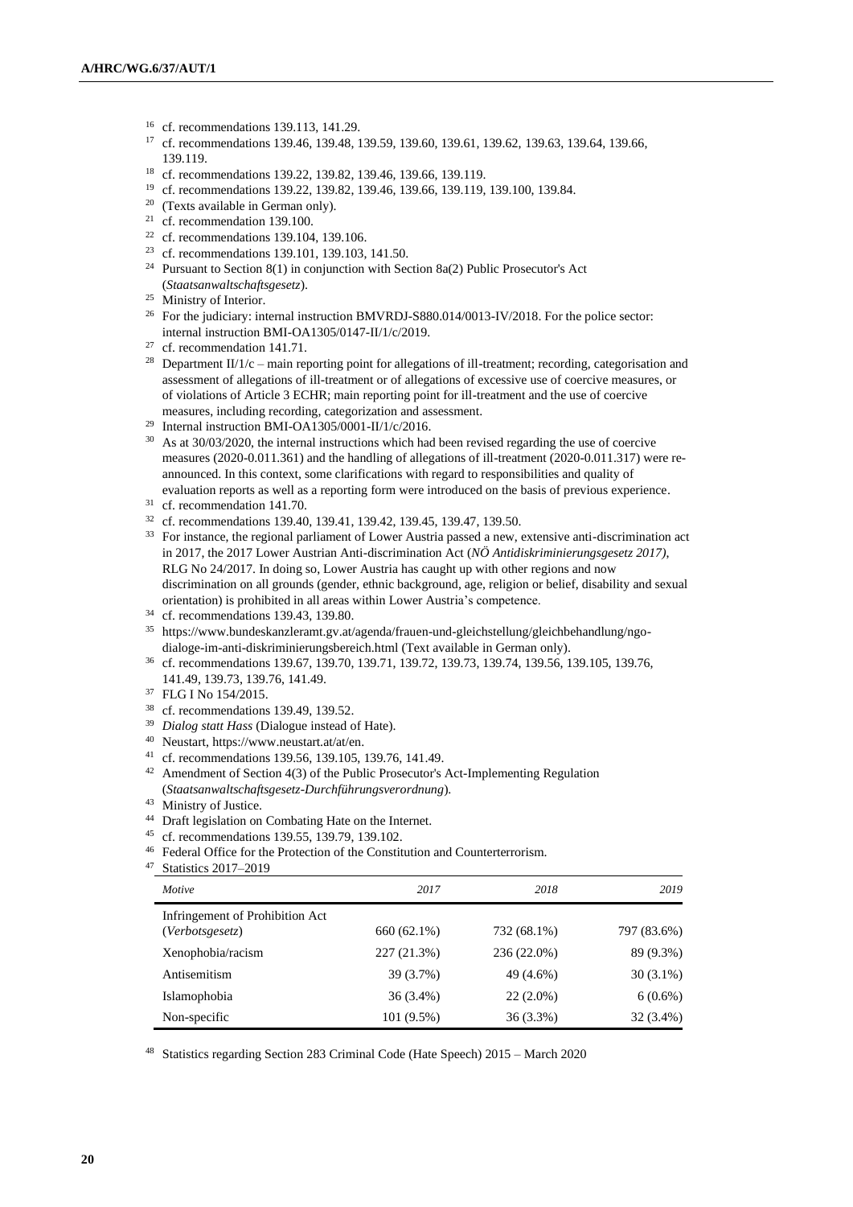[16] cf. recommendations 139.113, 141.29.

[17] cf. recommendations 139.46, 139.48, 139.59, 139.60, 139.61, 139.62, 139.63, 139.64, 139.66, 139.119.

[18] cf. recommendations 139.22, 139.82, 139.46, 139.66, 139.119.

[19] cf. recommendations 139.22, 139.82, 139.46, 139.66, 139.119, 139.100, 139.84.

[20] (Texts available in German only).

[21] cf. recommendation 139.100.

[22] cf. recommendations 139.104, 139.106.

[23] cf. recommendations 139.101, 139.103, 141.50.

[24] Pursuant to Section 8(1) in conjunction with Section 8a(2) Public Prosecutor's Act (*Staatsanwaltschaftsgesetz*).

[25] Ministry of Interior.

[26] For the judiciary: internal instruction BMVRDJ-S880.014/0013-IV/2018. For the police sector: internal instruction BMI-OA1305/0147-II/1/c/2019.

[27] cf. recommendation 141.71.

[28] Department II/1/c – main reporting point for allegations of ill-treatment; recording, categorisation and assessment of allegations of ill-treatment or of allegations of excessive use of coercive measures, or of violations of Article 3 ECHR; main reporting point for ill-treatment and the use of coercive measures, including recording, categorization and assessment.

[29] Internal instruction BMI-OA1305/0001-II/1/c/2016.

[30] As at 30/03/2020, the internal instructions which had been revised regarding the use of coercive measures (2020-0.011.361) and the handling of allegations of ill-treatment (2020-0.011.317) were re-announced. In this context, some clarifications with regard to responsibilities and quality of evaluation reports as well as a reporting form were introduced on the basis of previous experience.

[31] cf. recommendation 141.70.

[32] cf. recommendations 139.40, 139.41, 139.42, 139.45, 139.47, 139.50.

[33] For instance, the regional parliament of Lower Austria passed a new, extensive anti-discrimination act in 2017, the 2017 Lower Austrian Anti-discrimination Act (*NÖ Antidiskriminierungsgesetz 2017)*, RLG No 24/2017. In doing so, Lower Austria has caught up with other regions and now discrimination on all grounds (gender, ethnic background, age, religion or belief, disability and sexual orientation) is prohibited in all areas within Lower Austria's competence.

[34] cf. recommendations 139.43, 139.80.

[35] https://www.bundeskanzleramt.gv.at/agenda/frauen-und-gleichstellung/gleichbehandlung/ngo-dialoge-im-anti-diskriminierungsbereich.html (Text available in German only).

[36] cf. recommendations 139.67, 139.70, 139.71, 139.72, 139.73, 139.74, 139.56, 139.105, 139.76, 141.49, 139.73, 139.76, 141.49.

[37] FLG I No 154/2015.

[38] cf. recommendations 139.49, 139.52.

[39] *Dialog statt Hass* (Dialogue instead of Hate).

[40] Neustart, https://www.neustart.at/at/en.

[41] cf. recommendations 139.56, 139.105, 139.76, 141.49.

[42] Amendment of Section 4(3) of the Public Prosecutor's Act-Implementing Regulation (*Staatsanwaltschaftsgesetz-Durchführungsverordnung*).

[43] Ministry of Justice.

[44] Draft legislation on Combating Hate on the Internet.

[45] cf. recommendations 139.55, 139.79, 139.102.

[46] Federal Office for the Protection of the Constitution and Counterterrorism.

[47] Statistics 2017–2019

| *Motive* | *2017* | *2018* | *2019* |
|---|---|---|---|
| Infringement of Prohibition Act (*Verbotsgesetz*) | 660 (62.1%) | 732 (68.1%) | 797 (83.6%) |
| Xenophobia/racism | 227 (21.3%) | 236 (22.0%) | 89 (9.3%) |
| Antisemitism | 39 (3.7%) | 49 (4.6%) | 30 (3.1%) |
| Islamophobia | 36 (3.4%) | 22 (2.0%) | 6 (0.6%) |
| Non-specific | 101 (9.5%) | 36 (3.3%) | 32 (3.4%) |

[48] Statistics regarding Section 283 Criminal Code (Hate Speech) 2015 – March 2020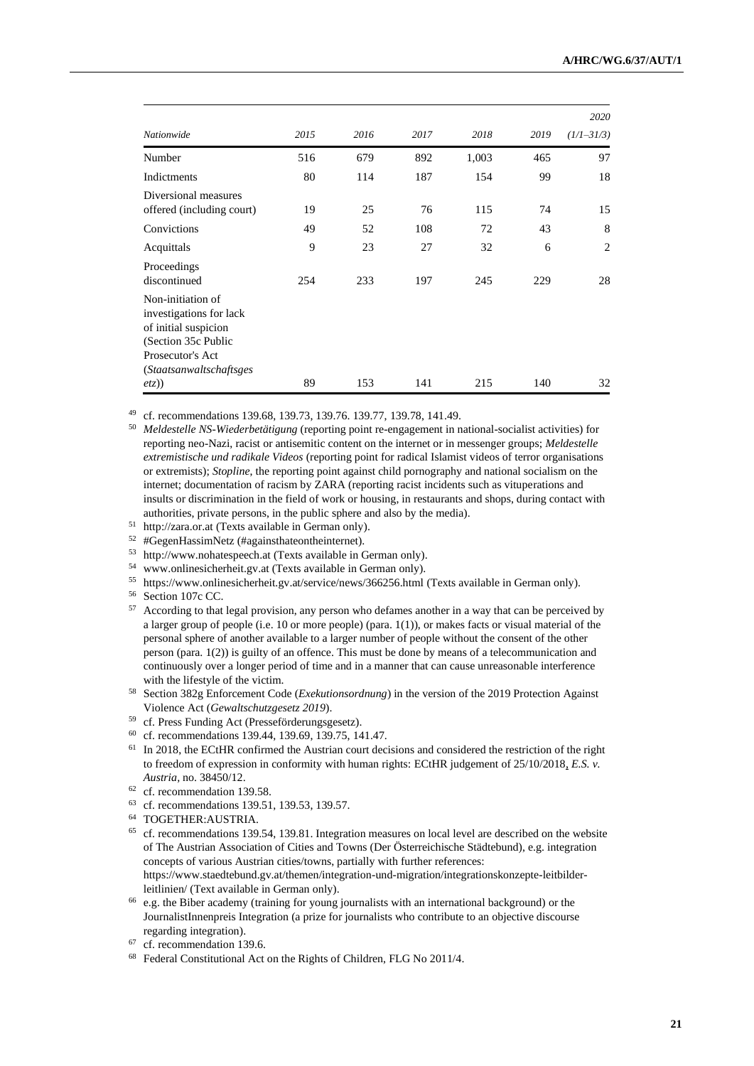| Nationwide | 2015 | 2016 | 2017 | 2018 | 2019 | 2020 (1/1–31/3) |
|---|---|---|---|---|---|---|
| Number | 516 | 679 | 892 | 1,003 | 465 | 97 |
| Indictments | 80 | 114 | 187 | 154 | 99 | 18 |
| Diversional measures offered (including court) | 19 | 25 | 76 | 115 | 74 | 15 |
| Convictions | 49 | 52 | 108 | 72 | 43 | 8 |
| Acquittals | 9 | 23 | 27 | 32 | 6 | 2 |
| Proceedings discontinued | 254 | 233 | 197 | 245 | 229 | 28 |
| Non-initiation of investigations for lack of initial suspicion (Section 35c Public Prosecutor's Act (*Staatsanwaltschaftsgesetz*)) | 89 | 153 | 141 | 215 | 140 | 32 |

[49] cf. recommendations 139.68, 139.73, 139.76. 139.77, 139.78, 141.49.

[50] *Meldestelle NS-Wiederbetätigung* (reporting point re-engagement in national-socialist activities) for reporting neo-Nazi, racist or antisemitic content on the internet or in messenger groups; *Meldestelle extremistische und radikale Videos* (reporting point for radical Islamist videos of terror organisations or extremists); *Stopline*, the reporting point against child pornography and national socialism on the internet; documentation of racism by ZARA (reporting racist incidents such as vituperations and insults or discrimination in the field of work or housing, in restaurants and shops, during contact with authorities, private persons, in the public sphere and also by the media).

[51] http://zara.or.at (Texts available in German only).

[52] #GegenHassimNetz (#againsthateontheinternet).

[53] http://www.nohatespeech.at (Texts available in German only).

[54] www.onlinesicherheit.gv.at (Texts available in German only).

[55] https://www.onlinesicherheit.gv.at/service/news/366256.html (Texts available in German only).

[56] Section 107c CC.

[57] According to that legal provision, any person who defames another in a way that can be perceived by a larger group of people (i.e. 10 or more people) (para. 1(1)), or makes facts or visual material of the personal sphere of another available to a larger number of people without the consent of the other person (para. 1(2)) is guilty of an offence. This must be done by means of a telecommunication and continuously over a longer period of time and in a manner that can cause unreasonable interference with the lifestyle of the victim.

[58] Section 382g Enforcement Code (*Exekutionsordnung*) in the version of the 2019 Protection Against Violence Act (*Gewaltschutzgesetz 2019*).

[59] cf. Press Funding Act (Presseförderungsgesetz).

[60] cf. recommendations 139.44, 139.69, 139.75, 141.47.

[61] In 2018, the ECtHR confirmed the Austrian court decisions and considered the restriction of the right to freedom of expression in conformity with human rights: ECtHR judgement of 25/10/2018, *E.S. v. Austria*, no. 38450/12.

[62] cf. recommendation 139.58.

[63] cf. recommendations 139.51, 139.53, 139.57.

[64] TOGETHER:AUSTRIA.

[65] cf. recommendations 139.54, 139.81. Integration measures on local level are described on the website of The Austrian Association of Cities and Towns (Der Österreichische Städtebund), e.g. integration concepts of various Austrian cities/towns, partially with further references: https://www.staedtebund.gv.at/themen/integration-und-migration/integrationskonzepte-leitbilder-leitlinien/ (Text available in German only).

[66] e.g. the Biber academy (training for young journalists with an international background) or the JournalistInnenpreis Integration (a prize for journalists who contribute to an objective discourse regarding integration).

[67] cf. recommendation 139.6.

[68] Federal Constitutional Act on the Rights of Children, FLG No 2011/4.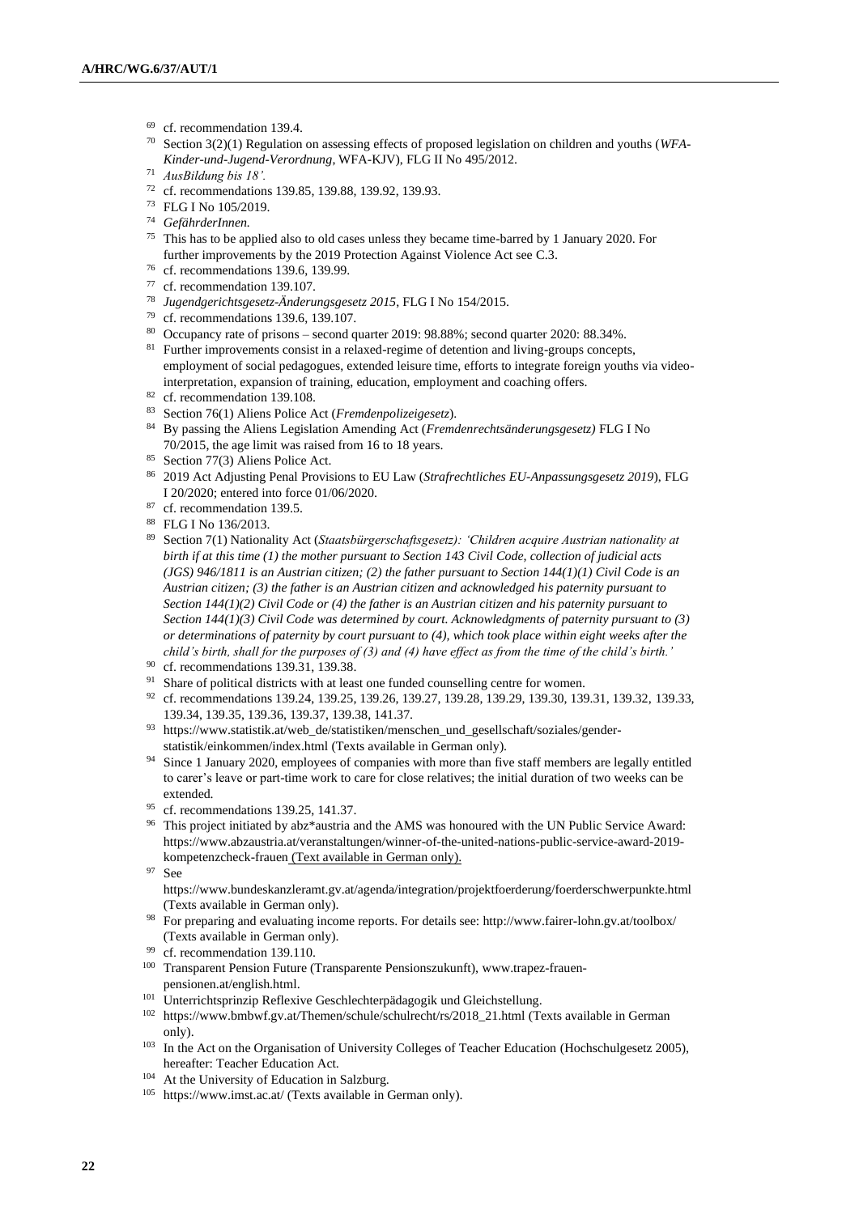[69] cf. recommendation 139.4.

[70] Section 3(2)(1) Regulation on assessing effects of proposed legislation on children and youths (*WFA-Kinder-und-Jugend-Verordnung*, WFA-KJV), FLG II No 495/2012.

[71] *AusBildung bis 18'.*

[72] cf. recommendations 139.85, 139.88, 139.92, 139.93.

[73] FLG I No 105/2019.

[74] *GefährderInnen.*

[75] This has to be applied also to old cases unless they became time-barred by 1 January 2020. For further improvements by the 2019 Protection Against Violence Act see C.3.

[76] cf. recommendations 139.6, 139.99.

[77] cf. recommendation 139.107.

[78] *Jugendgerichtsgesetz-Änderungsgesetz 2015*, FLG I No 154/2015.

[79] cf. recommendations 139.6, 139.107.

[80] Occupancy rate of prisons – second quarter 2019: 98.88%; second quarter 2020: 88.34%.

[81] Further improvements consist in a relaxed-regime of detention and living-groups concepts, employment of social pedagogues, extended leisure time, efforts to integrate foreign youths via video-interpretation, expansion of training, education, employment and coaching offers.

[82] cf. recommendation 139.108.

[83] Section 76(1) Aliens Police Act (*Fremdenpolizeigesetz*).

[84] By passing the Aliens Legislation Amending Act (*Fremdenrechtsänderungsgesetz)* FLG I No 70/2015, the age limit was raised from 16 to 18 years.

[85] Section 77(3) Aliens Police Act.

[86] 2019 Act Adjusting Penal Provisions to EU Law (*Strafrechtliches EU-Anpassungsgesetz 2019*), FLG I 20/2020; entered into force 01/06/2020.

[87] cf. recommendation 139.5.

[88] FLG I No 136/2013.

[89] Section 7(1) Nationality Act (*Staatsbürgerschaftsgesetz*): *'Children acquire Austrian nationality at birth if at this time (1) the mother pursuant to Section 143 Civil Code, collection of judicial acts (JGS) 946/1811 is an Austrian citizen; (2) the father pursuant to Section 144(1)(1) Civil Code is an Austrian citizen; (3) the father is an Austrian citizen and acknowledged his paternity pursuant to Section 144(1)(2) Civil Code or (4) the father is an Austrian citizen and his paternity pursuant to Section 144(1)(3) Civil Code was determined by court. Acknowledgments of paternity pursuant to (3) or determinations of paternity by court pursuant to (4), which took place within eight weeks after the child's birth, shall for the purposes of (3) and (4) have effect as from the time of the child's birth.'*

[90] cf. recommendations 139.31, 139.38.

[91] Share of political districts with at least one funded counselling centre for women.

[92] cf. recommendations 139.24, 139.25, 139.26, 139.27, 139.28, 139.29, 139.30, 139.31, 139.32, 139.33, 139.34, 139.35, 139.36, 139.37, 139.38, 141.37.

[93] https://www.statistik.at/web_de/statistiken/menschen_und_gesellschaft/soziales/gender-statistik/einkommen/index.html (Texts available in German only).

[94] Since 1 January 2020, employees of companies with more than five staff members are legally entitled to carer's leave or part-time work to care for close relatives; the initial duration of two weeks can be extended.

[95] cf. recommendations 139.25, 141.37.

[96] This project initiated by abz*austria and the AMS was honoured with the UN Public Service Award: https://www.abzaustria.at/veranstaltungen/winner-of-the-united-nations-public-service-award-2019-kompetenzcheck-frauen (Text available in German only).

[97] See https://www.bundeskanzleramt.gv.at/agenda/integration/projektfoerderung/foerderschwerpunkte.html (Texts available in German only).

[98] For preparing and evaluating income reports. For details see: http://www.fairer-lohn.gv.at/toolbox/ (Texts available in German only).

[99] cf. recommendation 139.110.

[100] Transparent Pension Future (Transparente Pensionszukunft), www.trapez-frauen-pensionen.at/english.html.

[101] Unterrichtsprinzip Reflexive Geschlechterpädagogik und Gleichstellung.

[102] https://www.bmbwf.gv.at/Themen/schule/schulrecht/rs/2018_21.html (Texts available in German only).

[103] In the Act on the Organisation of University Colleges of Teacher Education (Hochschulgesetz 2005), hereafter: Teacher Education Act.

[104] At the University of Education in Salzburg.

[105] https://www.imst.ac.at/ (Texts available in German only).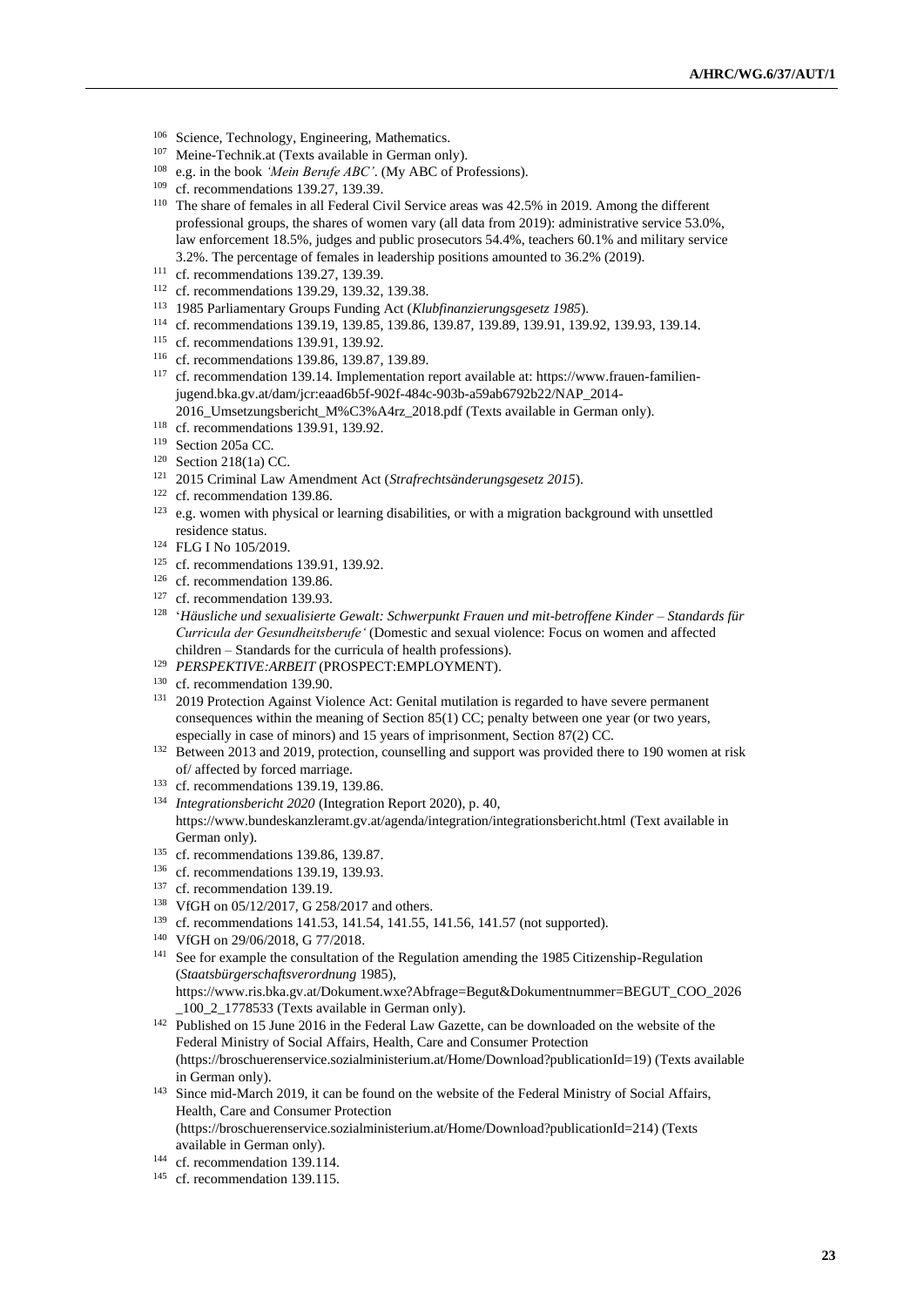[106] Science, Technology, Engineering, Mathematics.

[107] Meine-Technik.at (Texts available in German only).

[108] e.g. in the book *'Mein Berufe ABC'*. (My ABC of Professions).

[109] cf. recommendations 139.27, 139.39.

[110] The share of females in all Federal Civil Service areas was 42.5% in 2019. Among the different professional groups, the shares of women vary (all data from 2019): administrative service 53.0%, law enforcement 18.5%, judges and public prosecutors 54.4%, teachers 60.1% and military service 3.2%. The percentage of females in leadership positions amounted to 36.2% (2019).

[111] cf. recommendations 139.27, 139.39.

[112] cf. recommendations 139.29, 139.32, 139.38.

[113] 1985 Parliamentary Groups Funding Act (*Klubfinanzierungsgesetz 1985*).

[114] cf. recommendations 139.19, 139.85, 139.86, 139.87, 139.89, 139.91, 139.92, 139.93, 139.14.

[115] cf. recommendations 139.91, 139.92.

[116] cf. recommendations 139.86, 139.87, 139.89.

[117] cf. recommendation 139.14. Implementation report available at: https://www.frauen-familien-jugend.bka.gv.at/dam/jcr:eaad6b5f-902f-484c-903b-a59ab6792b22/NAP_2014-2016_Umsetzungsbericht_M%C3%A4rz_2018.pdf (Texts available in German only).

[118] cf. recommendations 139.91, 139.92.

[119] Section 205a CC.

[120] Section 218(1a) CC.

[121] 2015 Criminal Law Amendment Act (*Strafrechtsänderungsgesetz 2015*).

[122] cf. recommendation 139.86.

[123] e.g. women with physical or learning disabilities, or with a migration background with unsettled residence status.

[124] FLG I No 105/2019.

[125] cf. recommendations 139.91, 139.92.

[126] cf. recommendation 139.86.

[127] cf. recommendation 139.93.

[128] '*Häusliche und sexualisierte Gewalt: Schwerpunkt Frauen und mit-betroffene Kinder – Standards für Curricula der Gesundheitsberufe*' (Domestic and sexual violence: Focus on women and affected children – Standards for the curricula of health professions).

[129] *PERSPEKTIVE:ARBEIT* (PROSPECT:EMPLOYMENT).

[130] cf. recommendation 139.90.

[131] 2019 Protection Against Violence Act: Genital mutilation is regarded to have severe permanent consequences within the meaning of Section 85(1) CC; penalty between one year (or two years, especially in case of minors) and 15 years of imprisonment, Section 87(2) CC.

[132] Between 2013 and 2019, protection, counselling and support was provided there to 190 women at risk of/ affected by forced marriage.

[133] cf. recommendations 139.19, 139.86.

[134] *Integrationsbericht 2020* (Integration Report 2020), p. 40, https://www.bundeskanzleramt.gv.at/agenda/integration/integrationsbericht.html (Text available in German only).

[135] cf. recommendations 139.86, 139.87.

[136] cf. recommendations 139.19, 139.93.

[137] cf. recommendation 139.19.

[138] VfGH on 05/12/2017, G 258/2017 and others.

[139] cf. recommendations 141.53, 141.54, 141.55, 141.56, 141.57 (not supported).

[140] VfGH on 29/06/2018, G 77/2018.

[141] See for example the consultation of the Regulation amending the 1985 Citizenship-Regulation (*Staatsbürgerschaftsverordnung* 1985), https://www.ris.bka.gv.at/Dokument.wxe?Abfrage=Begut&Dokumentnummer=BEGUT_COO_2026_100_2_1778533 (Texts available in German only).

[142] Published on 15 June 2016 in the Federal Law Gazette, can be downloaded on the website of the Federal Ministry of Social Affairs, Health, Care and Consumer Protection (https://broschuerenservice.sozialministerium.at/Home/Download?publicationId=19) (Texts available in German only).

[143] Since mid-March 2019, it can be found on the website of the Federal Ministry of Social Affairs, Health, Care and Consumer Protection (https://broschuerenservice.sozialministerium.at/Home/Download?publicationId=214) (Texts available in German only).

[144] cf. recommendation 139.114.

[145] cf. recommendation 139.115.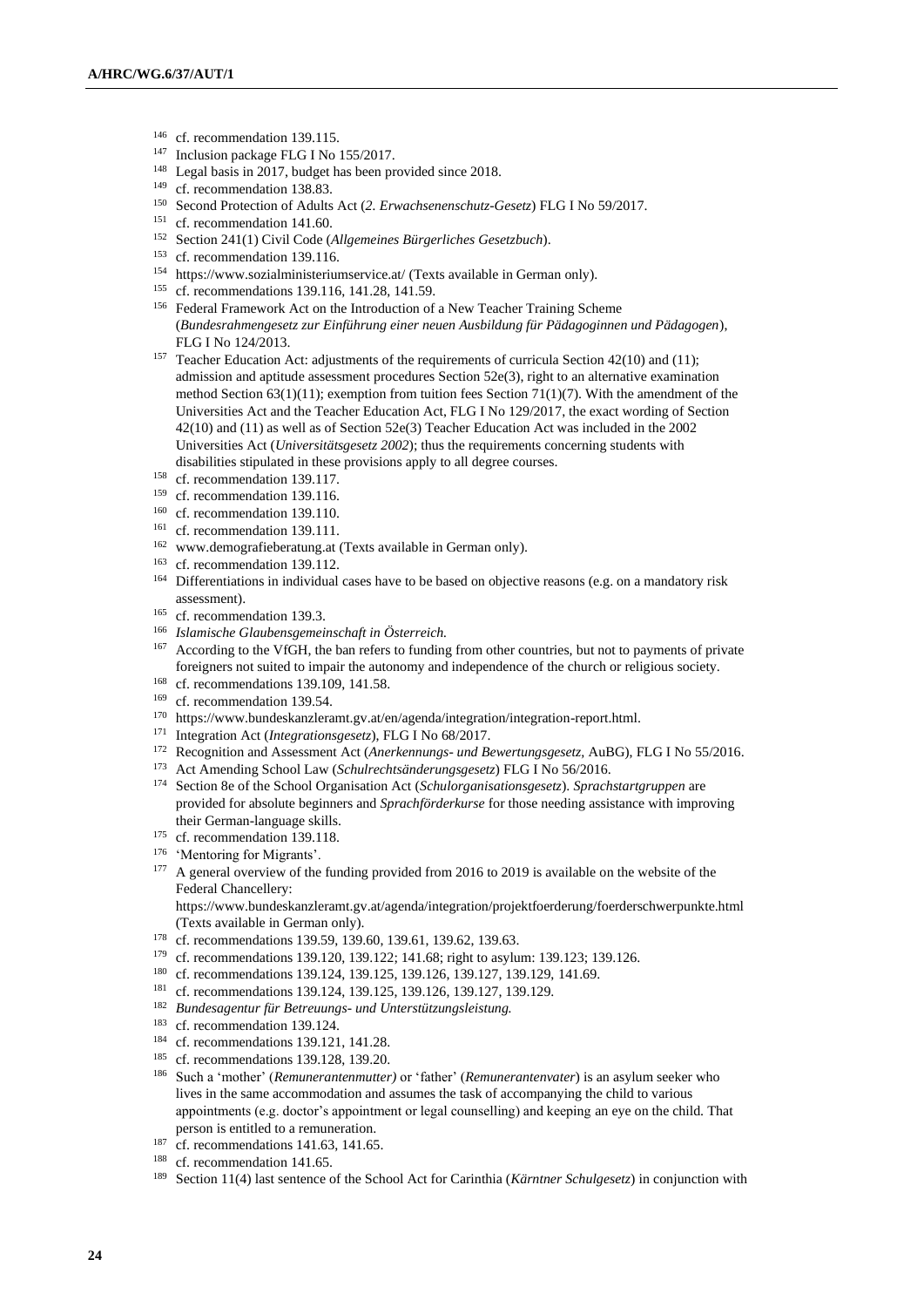[146] cf. recommendation 139.115.

[147] Inclusion package FLG I No 155/2017.

[148] Legal basis in 2017, budget has been provided since 2018.

[149] cf. recommendation 138.83.

[150] Second Protection of Adults Act (*2. Erwachsenenschutz-Gesetz*) FLG I No 59/2017.

[151] cf. recommendation 141.60.

[152] Section 241(1) Civil Code (*Allgemeines Bürgerliches Gesetzbuch*).

[153] cf. recommendation 139.116.

[154] https://www.sozialministeriumservice.at/ (Texts available in German only).

[155] cf. recommendations 139.116, 141.28, 141.59.

[156] Federal Framework Act on the Introduction of a New Teacher Training Scheme (*Bundesrahmengesetz zur Einführung einer neuen Ausbildung für Pädagoginnen und Pädagogen*), FLG I No 124/2013.

[157] Teacher Education Act: adjustments of the requirements of curricula Section 42(10) and (11); admission and aptitude assessment procedures Section 52e(3), right to an alternative examination method Section 63(1)(11); exemption from tuition fees Section 71(1)(7). With the amendment of the Universities Act and the Teacher Education Act, FLG I No 129/2017, the exact wording of Section 42(10) and (11) as well as of Section 52e(3) Teacher Education Act was included in the 2002 Universities Act (*Universitätsgesetz 2002*); thus the requirements concerning students with disabilities stipulated in these provisions apply to all degree courses.

[158] cf. recommendation 139.117.

[159] cf. recommendation 139.116.

[160] cf. recommendation 139.110.

[161] cf. recommendation 139.111.

[162] www.demografieberatung.at (Texts available in German only).

[163] cf. recommendation 139.112.

[164] Differentiations in individual cases have to be based on objective reasons (e.g. on a mandatory risk assessment).

[165] cf. recommendation 139.3.

[166] *Islamische Glaubensgemeinschaft in Österreich.*

[167] According to the VfGH, the ban refers to funding from other countries, but not to payments of private foreigners not suited to impair the autonomy and independence of the church or religious society.

[168] cf. recommendations 139.109, 141.58.

[169] cf. recommendation 139.54.

[170] https://www.bundeskanzleramt.gv.at/en/agenda/integration/integration-report.html.

[171] Integration Act (*Integrationsgesetz*), FLG I No 68/2017.

[172] Recognition and Assessment Act (*Anerkennungs- und Bewertungsgesetz*, AuBG), FLG I No 55/2016.

[173] Act Amending School Law (*Schulrechtsänderungsgesetz*) FLG I No 56/2016.

[174] Section 8e of the School Organisation Act (*Schulorganisationsgesetz*). *Sprachstartgruppen* are provided for absolute beginners and *Sprachförderkurse* for those needing assistance with improving their German-language skills.

[175] cf. recommendation 139.118.

[176] 'Mentoring for Migrants'.

[177] A general overview of the funding provided from 2016 to 2019 is available on the website of the Federal Chancellery: https://www.bundeskanzleramt.gv.at/agenda/integration/projektfoerderung/foerderschwerpunkte.html (Texts available in German only).

[178] cf. recommendations 139.59, 139.60, 139.61, 139.62, 139.63.

[179] cf. recommendations 139.120, 139.122; 141.68; right to asylum: 139.123; 139.126.

[180] cf. recommendations 139.124, 139.125, 139.126, 139.127, 139.129, 141.69.

[181] cf. recommendations 139.124, 139.125, 139.126, 139.127, 139.129.

[182] *Bundesagentur für Betreuungs- und Unterstützungsleistung.*

[183] cf. recommendation 139.124.

[184] cf. recommendations 139.121, 141.28.

[185] cf. recommendations 139.128, 139.20.

[186] Such a 'mother' (*Remunerantenmutter)* or 'father' (*Remunerantenvater*) is an asylum seeker who lives in the same accommodation and assumes the task of accompanying the child to various appointments (e.g. doctor's appointment or legal counselling) and keeping an eye on the child. That person is entitled to a remuneration.

[187] cf. recommendations 141.63, 141.65.

[188] cf. recommendation 141.65.

[189] Section 11(4) last sentence of the School Act for Carinthia (*Kärntner Schulgesetz*) in conjunction with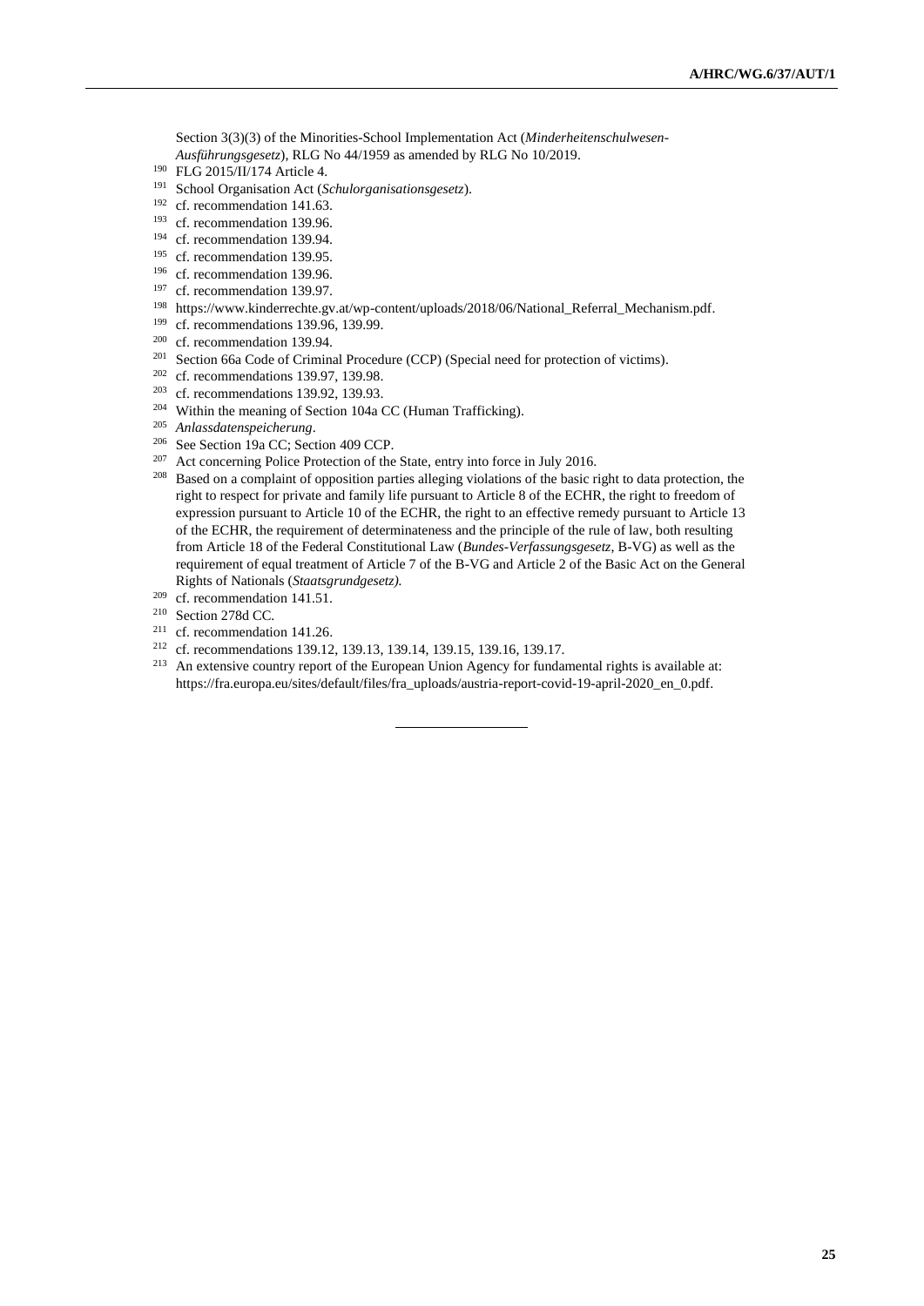Section 3(3)(3) of the Minorities-School Implementation Act (*Minderheitenschulwesen-Ausführungsgesetz*), RLG No 44/1959 as amended by RLG No 10/2019.

[190] FLG 2015/II/174 Article 4.

[191] School Organisation Act (*Schulorganisationsgesetz*).

[192] cf. recommendation 141.63.

[193] cf. recommendation 139.96.

[194] cf. recommendation 139.94.

[195] cf. recommendation 139.95.

[196] cf. recommendation 139.96.

[197] cf. recommendation 139.97.

[198] https://www.kinderrechte.gv.at/wp-content/uploads/2018/06/National_Referral_Mechanism.pdf.

[199] cf. recommendations 139.96, 139.99.

[200] cf. recommendation 139.94.

[201] Section 66a Code of Criminal Procedure (CCP) (Special need for protection of victims).

[202] cf. recommendations 139.97, 139.98.

[203] cf. recommendations 139.92, 139.93.

[204] Within the meaning of Section 104a CC (Human Trafficking).

[205] *Anlassdatenspeicherung*.

[206] See Section 19a CC; Section 409 CCP.

[207] Act concerning Police Protection of the State, entry into force in July 2016.

[208] Based on a complaint of opposition parties alleging violations of the basic right to data protection, the right to respect for private and family life pursuant to Article 8 of the ECHR, the right to freedom of expression pursuant to Article 10 of the ECHR, the right to an effective remedy pursuant to Article 13 of the ECHR, the requirement of determinateness and the principle of the rule of law, both resulting from Article 18 of the Federal Constitutional Law (*Bundes-Verfassungsgesetz*, B-VG) as well as the requirement of equal treatment of Article 7 of the B-VG and Article 2 of the Basic Act on the General Rights of Nationals (*Staatsgrundgesetz).*

[209] cf. recommendation 141.51.

[210] Section 278d CC.

[211] cf. recommendation 141.26.

[212] cf. recommendations 139.12, 139.13, 139.14, 139.15, 139.16, 139.17.

[213] An extensive country report of the European Union Agency for fundamental rights is available at: https://fra.europa.eu/sites/default/files/fra_uploads/austria-report-covid-19-april-2020_en_0.pdf.